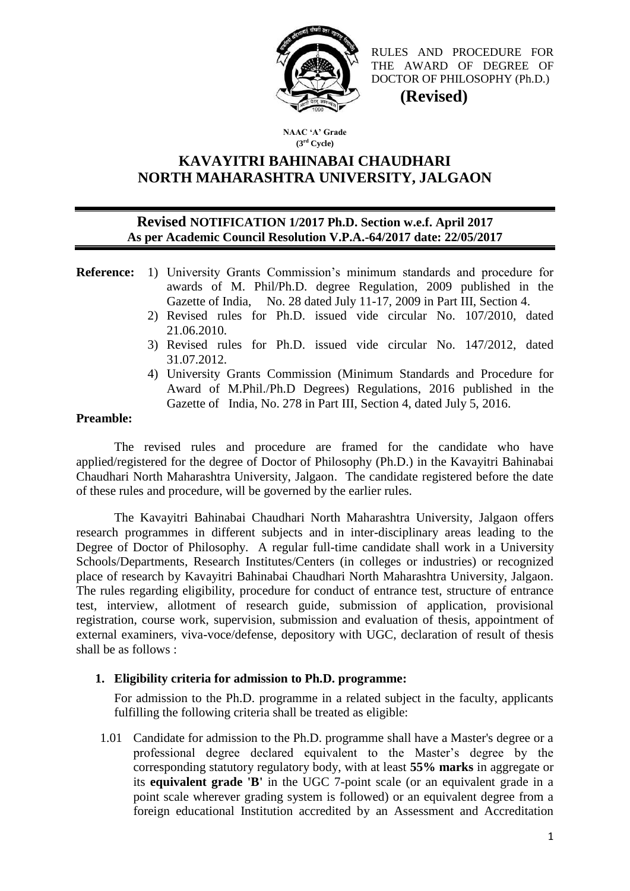RULES AND PROCEDURE FOR THE AWARD OF DEGREE OF DOCTOR OF PHILOSOPHY (Ph.D.)

**(Revised)**

**NAAC 'A' Grade**
**(3rd Cycle)**

# KAVAYITRI BAHINABAI CHAUDHARI NORTH MAHARASHTRA UNIVERSITY, JALGAON

## Revised NOTIFICATION 1/2017 Ph.D. Section w.e.f. April 2017
### As per Academic Council Resolution V.P.A.-64/2017 date: 22/05/2017

**Reference:**

1) University Grants Commission's minimum standards and procedure for awards of M. Phil/Ph.D. degree Regulation, 2009 published in the Gazette of India, No. 28 dated July 11-17, 2009 in Part III, Section 4.
2) Revised rules for Ph.D. issued vide circular No. 107/2010, dated 21.06.2010.
3) Revised rules for Ph.D. issued vide circular No. 147/2012, dated 31.07.2012.
4) University Grants Commission (Minimum Standards and Procedure for Award of M.Phil./Ph.D Degrees) Regulations, 2016 published in the Gazette of India, No. 278 in Part III, Section 4, dated July 5, 2016.

**Preamble:**

The revised rules and procedure are framed for the candidate who have applied/registered for the degree of Doctor of Philosophy (Ph.D.) in the Kavayitri Bahinabai Chaudhari North Maharashtra University, Jalgaon. The candidate registered before the date of these rules and procedure, will be governed by the earlier rules.

The Kavayitri Bahinabai Chaudhari North Maharashtra University, Jalgaon offers research programmes in different subjects and in inter-disciplinary areas leading to the Degree of Doctor of Philosophy. A regular full-time candidate shall work in a University Schools/Departments, Research Institutes/Centers (in colleges or industries) or recognized place of research by Kavayitri Bahinabai Chaudhari North Maharashtra University, Jalgaon. The rules regarding eligibility, procedure for conduct of entrance test, structure of entrance test, interview, allotment of research guide, submission of application, provisional registration, course work, supervision, submission and evaluation of thesis, appointment of external examiners, viva-voce/defense, depository with UGC, declaration of result of thesis shall be as follows :

**1. Eligibility criteria for admission to Ph.D. programme:**

For admission to the Ph.D. programme in a related subject in the faculty, applicants fulfilling the following criteria shall be treated as eligible:

1.01 Candidate for admission to the Ph.D. programme shall have a Master's degree or a professional degree declared equivalent to the Master's degree by the corresponding statutory regulatory body, with at least **55% marks** in aggregate or its **equivalent grade 'B'** in the UGC 7-point scale (or an equivalent grade in a point scale wherever grading system is followed) or an equivalent degree from a foreign educational Institution accredited by an Assessment and Accreditation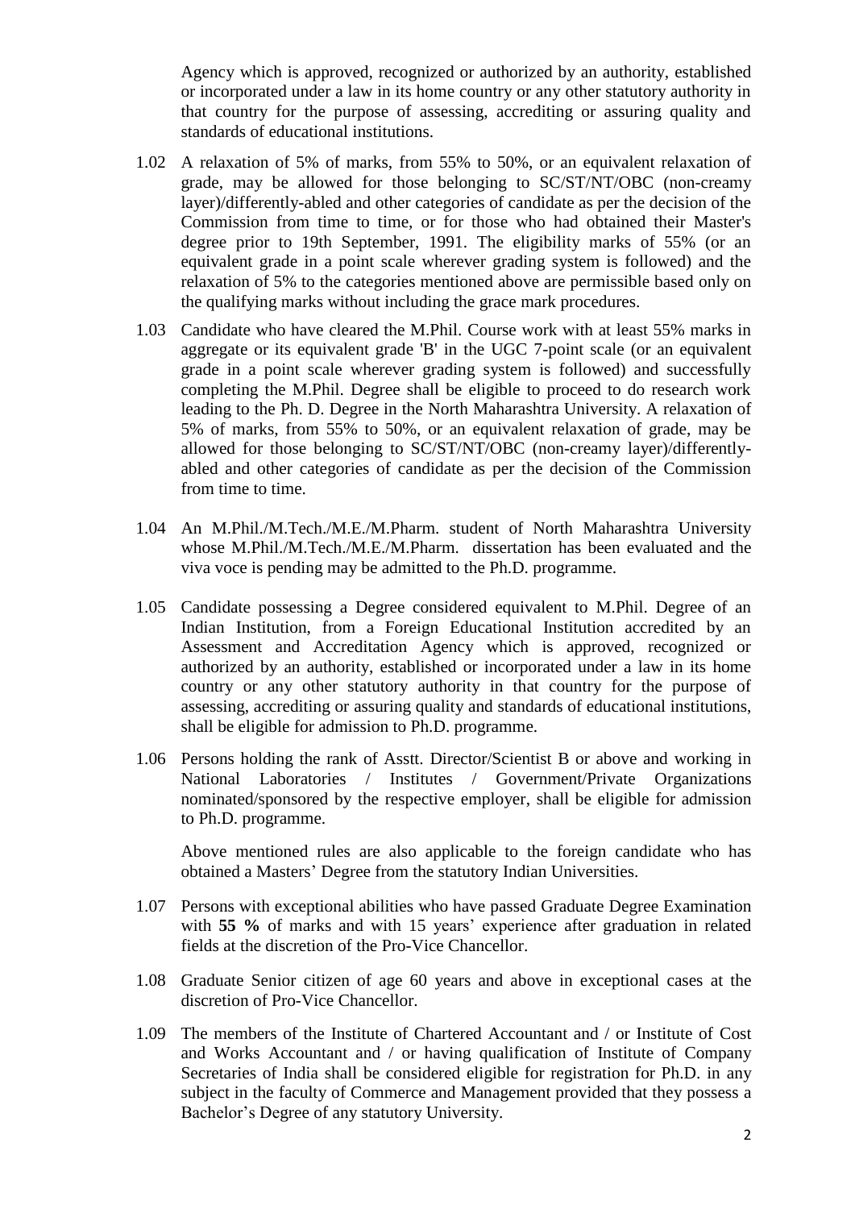Agency which is approved, recognized or authorized by an authority, established or incorporated under a law in its home country or any other statutory authority in that country for the purpose of assessing, accrediting or assuring quality and standards of educational institutions.

1.02 A relaxation of 5% of marks, from 55% to 50%, or an equivalent relaxation of grade, may be allowed for those belonging to SC/ST/NT/OBC (non-creamy layer)/differently-abled and other categories of candidate as per the decision of the Commission from time to time, or for those who had obtained their Master's degree prior to 19th September, 1991. The eligibility marks of 55% (or an equivalent grade in a point scale wherever grading system is followed) and the relaxation of 5% to the categories mentioned above are permissible based only on the qualifying marks without including the grace mark procedures.

1.03 Candidate who have cleared the M.Phil. Course work with at least 55% marks in aggregate or its equivalent grade 'B' in the UGC 7-point scale (or an equivalent grade in a point scale wherever grading system is followed) and successfully completing the M.Phil. Degree shall be eligible to proceed to do research work leading to the Ph. D. Degree in the North Maharashtra University. A relaxation of 5% of marks, from 55% to 50%, or an equivalent relaxation of grade, may be allowed for those belonging to SC/ST/NT/OBC (non-creamy layer)/differently-abled and other categories of candidate as per the decision of the Commission from time to time.

1.04 An M.Phil./M.Tech./M.E./M.Pharm. student of North Maharashtra University whose M.Phil./M.Tech./M.E./M.Pharm. dissertation has been evaluated and the viva voce is pending may be admitted to the Ph.D. programme.

1.05 Candidate possessing a Degree considered equivalent to M.Phil. Degree of an Indian Institution, from a Foreign Educational Institution accredited by an Assessment and Accreditation Agency which is approved, recognized or authorized by an authority, established or incorporated under a law in its home country or any other statutory authority in that country for the purpose of assessing, accrediting or assuring quality and standards of educational institutions, shall be eligible for admission to Ph.D. programme.

1.06 Persons holding the rank of Asstt. Director/Scientist B or above and working in National Laboratories / Institutes / Government/Private Organizations nominated/sponsored by the respective employer, shall be eligible for admission to Ph.D. programme.

Above mentioned rules are also applicable to the foreign candidate who has obtained a Masters' Degree from the statutory Indian Universities.

1.07 Persons with exceptional abilities who have passed Graduate Degree Examination with **55 %** of marks and with 15 years' experience after graduation in related fields at the discretion of the Pro-Vice Chancellor.

1.08 Graduate Senior citizen of age 60 years and above in exceptional cases at the discretion of Pro-Vice Chancellor.

1.09 The members of the Institute of Chartered Accountant and / or Institute of Cost and Works Accountant and / or having qualification of Institute of Company Secretaries of India shall be considered eligible for registration for Ph.D. in any subject in the faculty of Commerce and Management provided that they possess a Bachelor's Degree of any statutory University.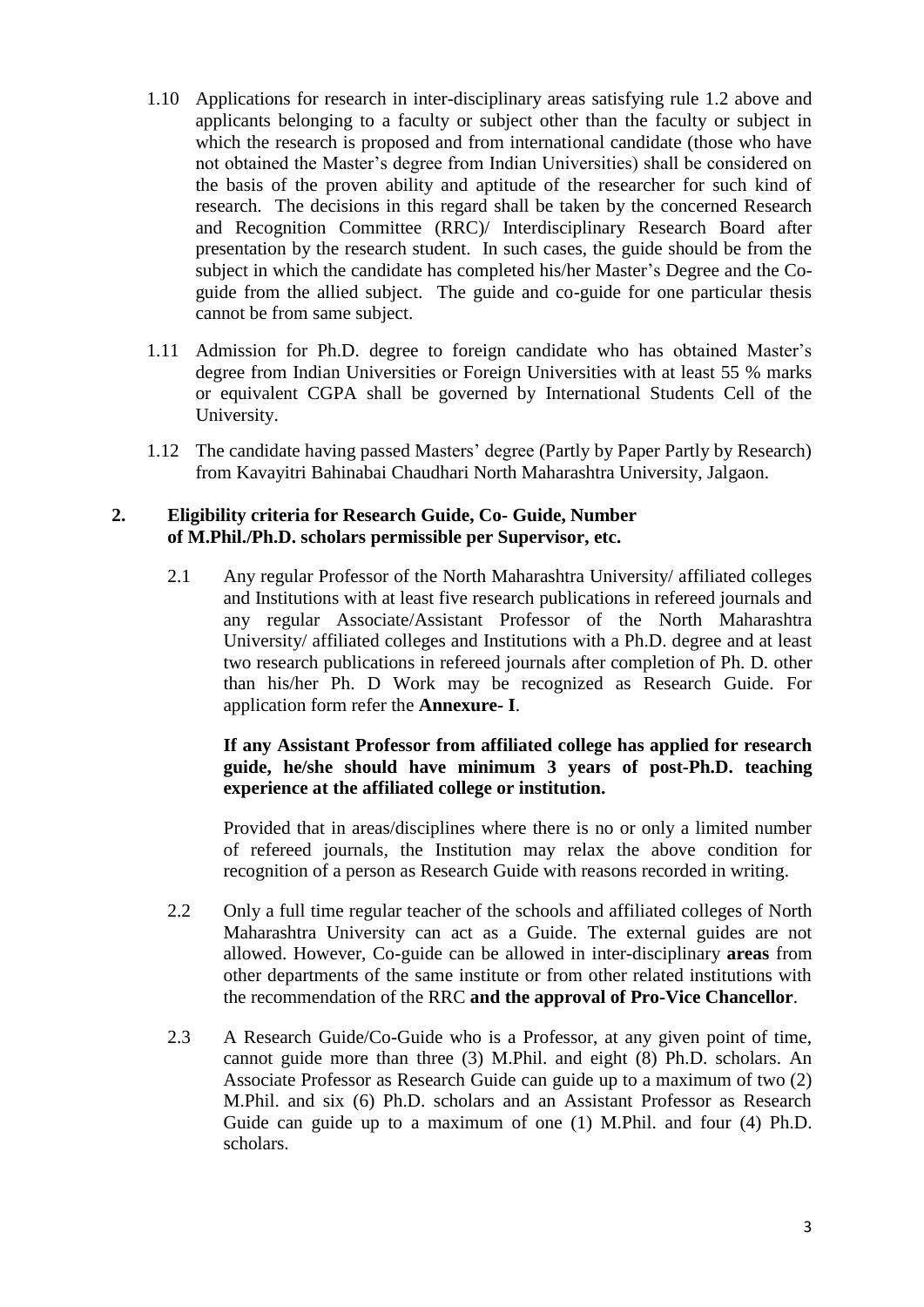1.10 Applications for research in inter-disciplinary areas satisfying rule 1.2 above and applicants belonging to a faculty or subject other than the faculty or subject in which the research is proposed and from international candidate (those who have not obtained the Master's degree from Indian Universities) shall be considered on the basis of the proven ability and aptitude of the researcher for such kind of research. The decisions in this regard shall be taken by the concerned Research and Recognition Committee (RRC)/ Interdisciplinary Research Board after presentation by the research student. In such cases, the guide should be from the subject in which the candidate has completed his/her Master's Degree and the Co-guide from the allied subject. The guide and co-guide for one particular thesis cannot be from same subject.

1.11 Admission for Ph.D. degree to foreign candidate who has obtained Master's degree from Indian Universities or Foreign Universities with at least 55 % marks or equivalent CGPA shall be governed by International Students Cell of the University.

1.12 The candidate having passed Masters' degree (Partly by Paper Partly by Research) from Kavayitri Bahinabai Chaudhari North Maharashtra University, Jalgaon.

## 2. Eligibility criteria for Research Guide, Co- Guide, Number of M.Phil./Ph.D. scholars permissible per Supervisor, etc.

2.1 Any regular Professor of the North Maharashtra University/ affiliated colleges and Institutions with at least five research publications in refereed journals and any regular Associate/Assistant Professor of the North Maharashtra University/ affiliated colleges and Institutions with a Ph.D. degree and at least two research publications in refereed journals after completion of Ph. D. other than his/her Ph. D Work may be recognized as Research Guide. For application form refer the **Annexure- I**.

**If any Assistant Professor from affiliated college has applied for research guide, he/she should have minimum 3 years of post-Ph.D. teaching experience at the affiliated college or institution.**

Provided that in areas/disciplines where there is no or only a limited number of refereed journals, the Institution may relax the above condition for recognition of a person as Research Guide with reasons recorded in writing.

2.2 Only a full time regular teacher of the schools and affiliated colleges of North Maharashtra University can act as a Guide. The external guides are not allowed. However, Co-guide can be allowed in inter-disciplinary **areas** from other departments of the same institute or from other related institutions with the recommendation of the RRC **and the approval of Pro-Vice Chancellor**.

2.3 A Research Guide/Co-Guide who is a Professor, at any given point of time, cannot guide more than three (3) M.Phil. and eight (8) Ph.D. scholars. An Associate Professor as Research Guide can guide up to a maximum of two (2) M.Phil. and six (6) Ph.D. scholars and an Assistant Professor as Research Guide can guide up to a maximum of one (1) M.Phil. and four (4) Ph.D. scholars.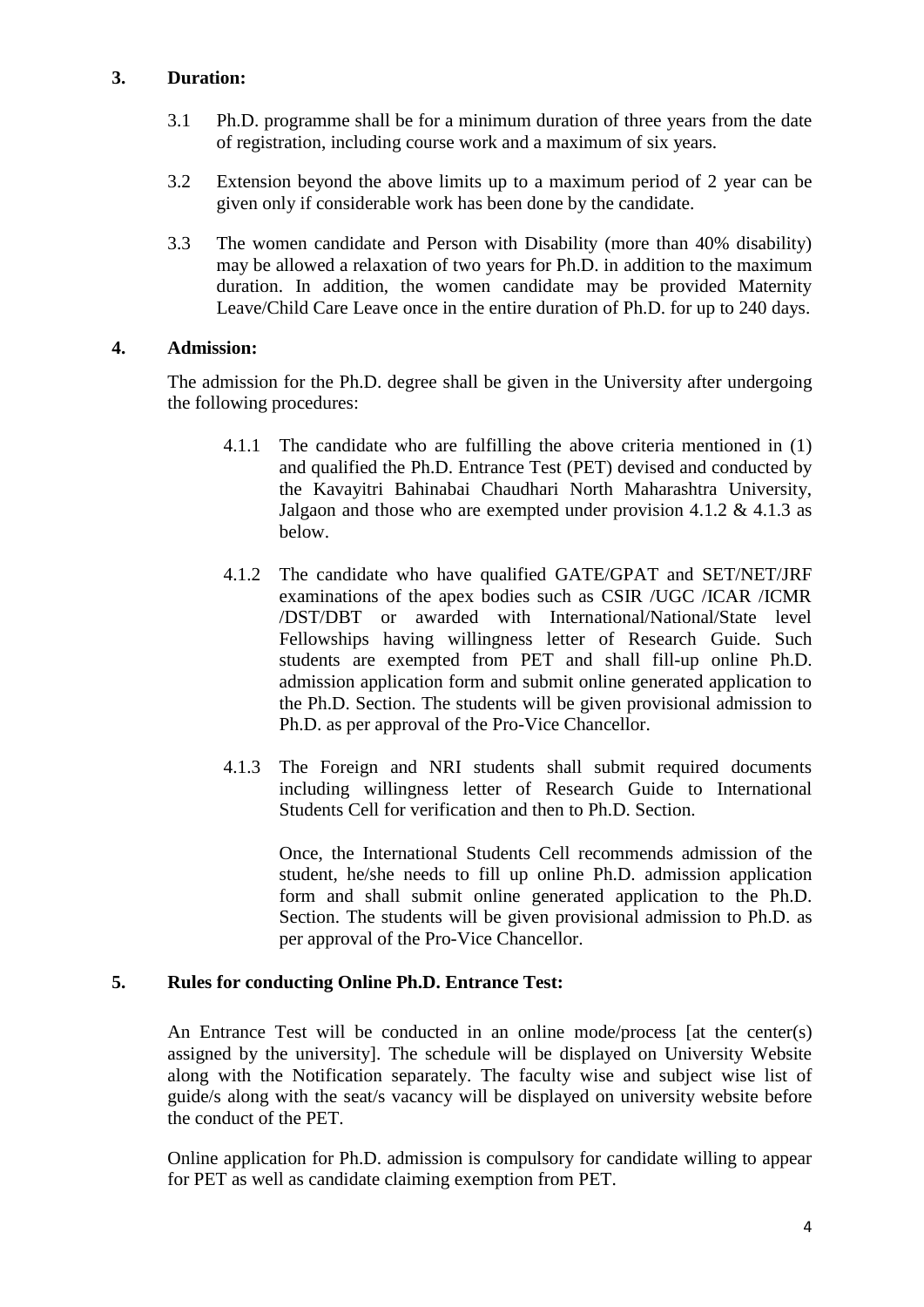### 3. Duration:

3.1 Ph.D. programme shall be for a minimum duration of three years from the date of registration, including course work and a maximum of six years.

3.2 Extension beyond the above limits up to a maximum period of 2 year can be given only if considerable work has been done by the candidate.

3.3 The women candidate and Person with Disability (more than 40% disability) may be allowed a relaxation of two years for Ph.D. in addition to the maximum duration. In addition, the women candidate may be provided Maternity Leave/Child Care Leave once in the entire duration of Ph.D. for up to 240 days.

### 4. Admission:

The admission for the Ph.D. degree shall be given in the University after undergoing the following procedures:

4.1.1 The candidate who are fulfilling the above criteria mentioned in (1) and qualified the Ph.D. Entrance Test (PET) devised and conducted by the Kavayitri Bahinabai Chaudhari North Maharashtra University, Jalgaon and those who are exempted under provision 4.1.2 & 4.1.3 as below.

4.1.2 The candidate who have qualified GATE/GPAT and SET/NET/JRF examinations of the apex bodies such as CSIR /UGC /ICAR /ICMR /DST/DBT or awarded with International/National/State level Fellowships having willingness letter of Research Guide. Such students are exempted from PET and shall fill-up online Ph.D. admission application form and submit online generated application to the Ph.D. Section. The students will be given provisional admission to Ph.D. as per approval of the Pro-Vice Chancellor.

4.1.3 The Foreign and NRI students shall submit required documents including willingness letter of Research Guide to International Students Cell for verification and then to Ph.D. Section.

Once, the International Students Cell recommends admission of the student, he/she needs to fill up online Ph.D. admission application form and shall submit online generated application to the Ph.D. Section. The students will be given provisional admission to Ph.D. as per approval of the Pro-Vice Chancellor.

### 5. Rules for conducting Online Ph.D. Entrance Test:

An Entrance Test will be conducted in an online mode/process [at the center(s) assigned by the university]. The schedule will be displayed on University Website along with the Notification separately. The faculty wise and subject wise list of guide/s along with the seat/s vacancy will be displayed on university website before the conduct of the PET.

Online application for Ph.D. admission is compulsory for candidate willing to appear for PET as well as candidate claiming exemption from PET.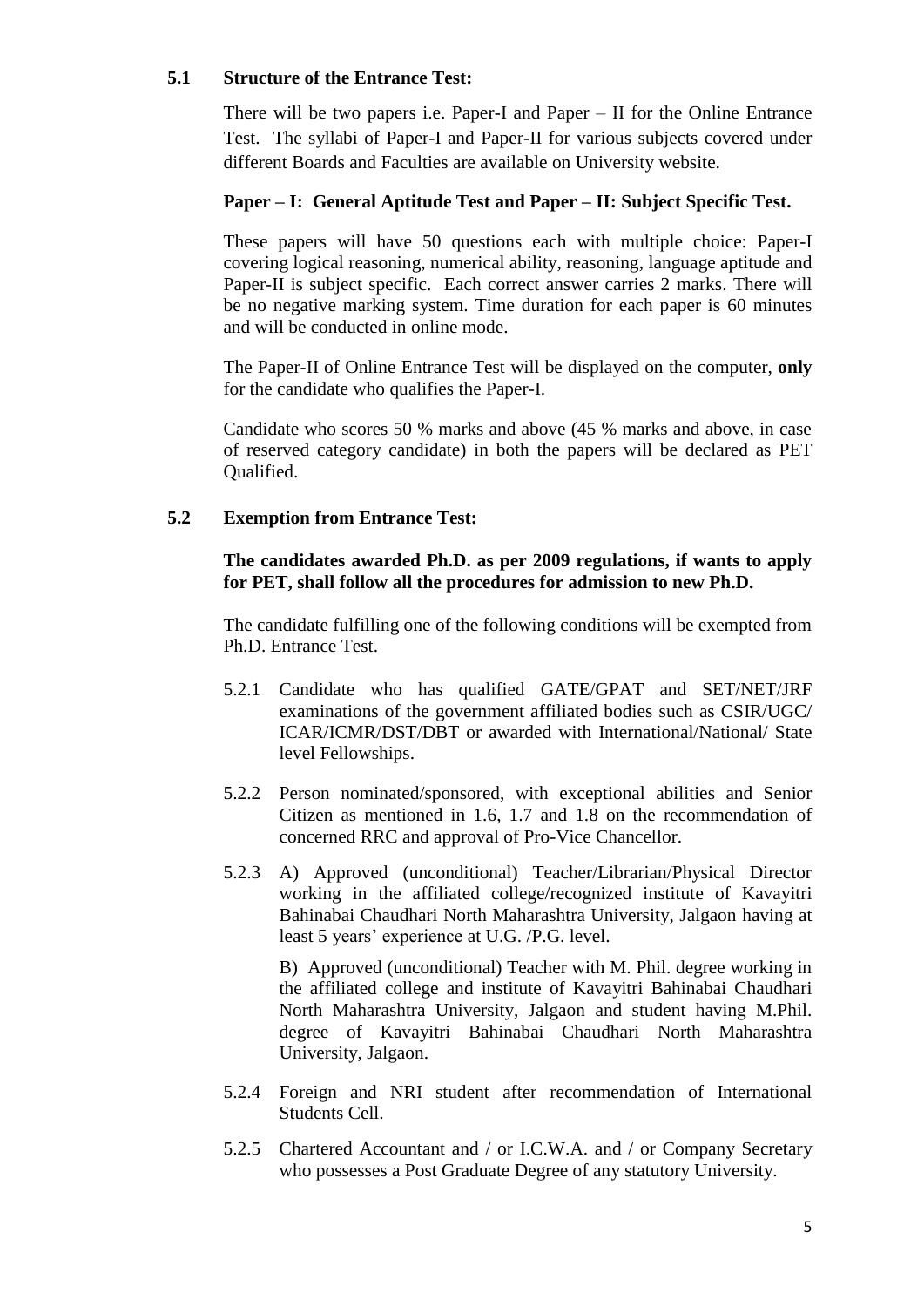### 5.1 Structure of the Entrance Test:

There will be two papers i.e. Paper-I and Paper – II for the Online Entrance Test. The syllabi of Paper-I and Paper-II for various subjects covered under different Boards and Faculties are available on University website.

**Paper – I: General Aptitude Test and Paper – II: Subject Specific Test.**

These papers will have 50 questions each with multiple choice: Paper-I covering logical reasoning, numerical ability, reasoning, language aptitude and Paper-II is subject specific. Each correct answer carries 2 marks. There will be no negative marking system. Time duration for each paper is 60 minutes and will be conducted in online mode.

The Paper-II of Online Entrance Test will be displayed on the computer, **only** for the candidate who qualifies the Paper-I.

Candidate who scores 50 % marks and above (45 % marks and above, in case of reserved category candidate) in both the papers will be declared as PET Qualified.

### 5.2 Exemption from Entrance Test:

**The candidates awarded Ph.D. as per 2009 regulations, if wants to apply for PET, shall follow all the procedures for admission to new Ph.D.**

The candidate fulfilling one of the following conditions will be exempted from Ph.D. Entrance Test.

5.2.1 Candidate who has qualified GATE/GPAT and SET/NET/JRF examinations of the government affiliated bodies such as CSIR/UGC/ ICAR/ICMR/DST/DBT or awarded with International/National/ State level Fellowships.

5.2.2 Person nominated/sponsored, with exceptional abilities and Senior Citizen as mentioned in 1.6, 1.7 and 1.8 on the recommendation of concerned RRC and approval of Pro-Vice Chancellor.

5.2.3 A) Approved (unconditional) Teacher/Librarian/Physical Director working in the affiliated college/recognized institute of Kavayitri Bahinabai Chaudhari North Maharashtra University, Jalgaon having at least 5 years' experience at U.G. /P.G. level.

B) Approved (unconditional) Teacher with M. Phil. degree working in the affiliated college and institute of Kavayitri Bahinabai Chaudhari North Maharashtra University, Jalgaon and student having M.Phil. degree of Kavayitri Bahinabai Chaudhari North Maharashtra University, Jalgaon.

5.2.4 Foreign and NRI student after recommendation of International Students Cell.

5.2.5 Chartered Accountant and / or I.C.W.A. and / or Company Secretary who possesses a Post Graduate Degree of any statutory University.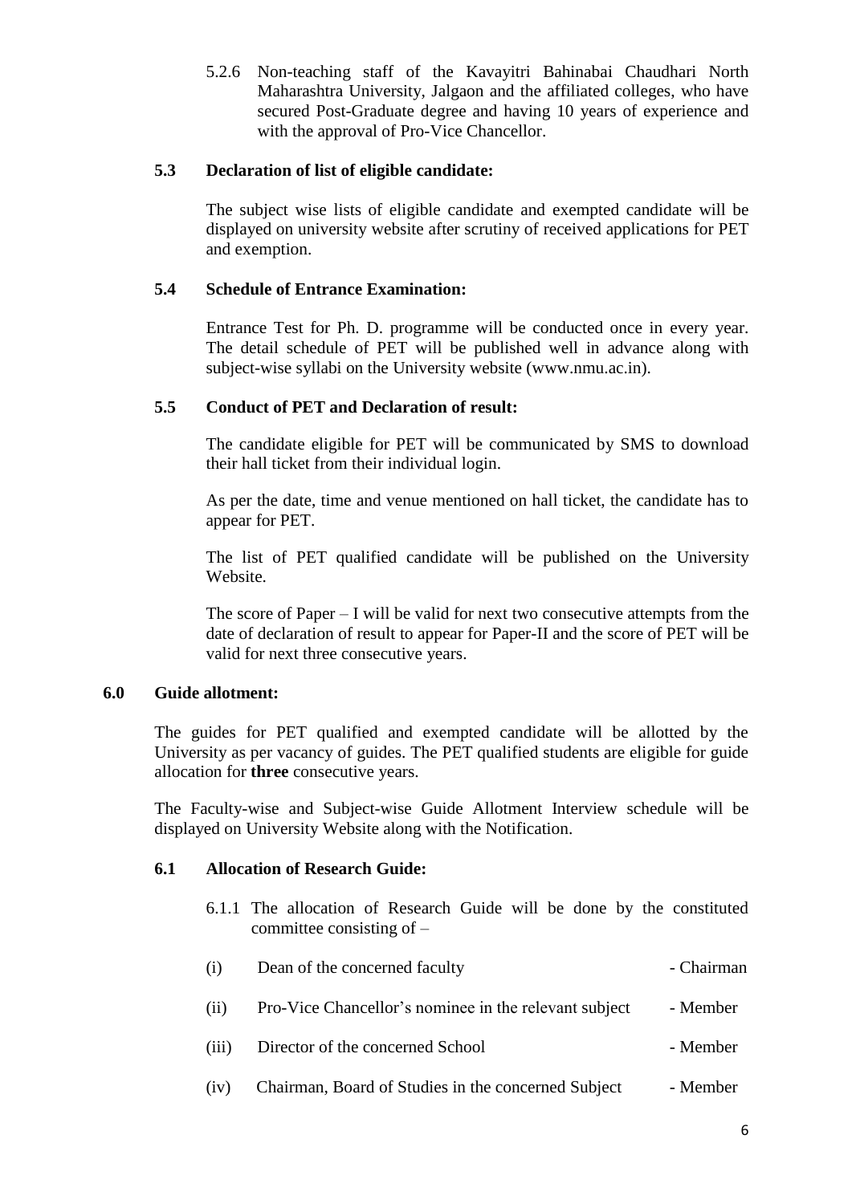5.2.6 Non-teaching staff of the Kavayitri Bahinabai Chaudhari North Maharashtra University, Jalgaon and the affiliated colleges, who have secured Post-Graduate degree and having 10 years of experience and with the approval of Pro-Vice Chancellor.

### 5.3 Declaration of list of eligible candidate:

The subject wise lists of eligible candidate and exempted candidate will be displayed on university website after scrutiny of received applications for PET and exemption.

### 5.4 Schedule of Entrance Examination:

Entrance Test for Ph. D. programme will be conducted once in every year. The detail schedule of PET will be published well in advance along with subject-wise syllabi on the University website (www.nmu.ac.in).

### 5.5 Conduct of PET and Declaration of result:

The candidate eligible for PET will be communicated by SMS to download their hall ticket from their individual login.

As per the date, time and venue mentioned on hall ticket, the candidate has to appear for PET.

The list of PET qualified candidate will be published on the University Website.

The score of Paper – I will be valid for next two consecutive attempts from the date of declaration of result to appear for Paper-II and the score of PET will be valid for next three consecutive years.

## 6.0 Guide allotment:

The guides for PET qualified and exempted candidate will be allotted by the University as per vacancy of guides. The PET qualified students are eligible for guide allocation for **three** consecutive years.

The Faculty-wise and Subject-wise Guide Allotment Interview schedule will be displayed on University Website along with the Notification.

### 6.1 Allocation of Research Guide:

6.1.1 The allocation of Research Guide will be done by the constituted committee consisting of –

(i) Dean of the concerned faculty - Chairman

(ii) Pro-Vice Chancellor's nominee in the relevant subject - Member

(iii) Director of the concerned School - Member

(iv) Chairman, Board of Studies in the concerned Subject - Member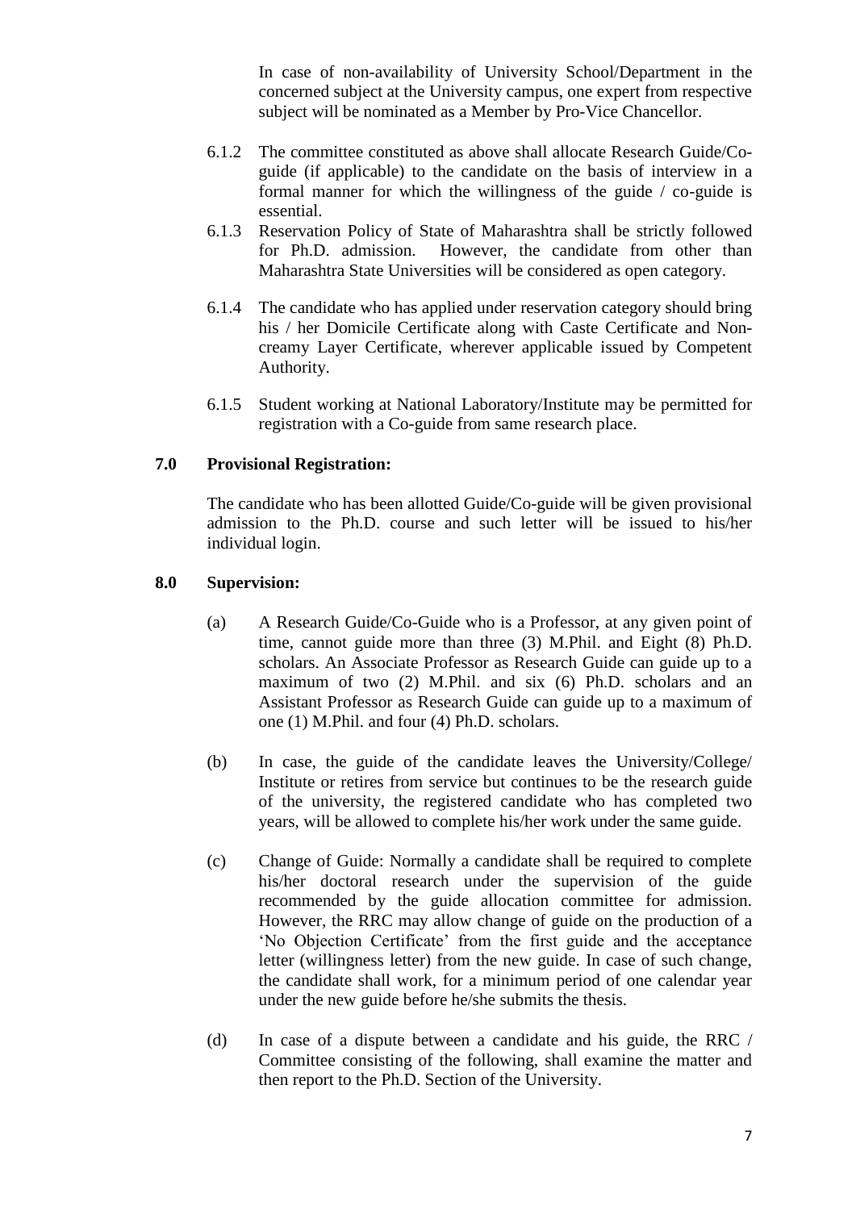In case of non-availability of University School/Department in the concerned subject at the University campus, one expert from respective subject will be nominated as a Member by Pro-Vice Chancellor.

6.1.2 The committee constituted as above shall allocate Research Guide/Co-guide (if applicable) to the candidate on the basis of interview in a formal manner for which the willingness of the guide / co-guide is essential.

6.1.3 Reservation Policy of State of Maharashtra shall be strictly followed for Ph.D. admission. However, the candidate from other than Maharashtra State Universities will be considered as open category.

6.1.4 The candidate who has applied under reservation category should bring his / her Domicile Certificate along with Caste Certificate and Non-creamy Layer Certificate, wherever applicable issued by Competent Authority.

6.1.5 Student working at National Laboratory/Institute may be permitted for registration with a Co-guide from same research place.

## 7.0 Provisional Registration:

The candidate who has been allotted Guide/Co-guide will be given provisional admission to the Ph.D. course and such letter will be issued to his/her individual login.

## 8.0 Supervision:

(a) A Research Guide/Co-Guide who is a Professor, at any given point of time, cannot guide more than three (3) M.Phil. and Eight (8) Ph.D. scholars. An Associate Professor as Research Guide can guide up to a maximum of two (2) M.Phil. and six (6) Ph.D. scholars and an Assistant Professor as Research Guide can guide up to a maximum of one (1) M.Phil. and four (4) Ph.D. scholars.

(b) In case, the guide of the candidate leaves the University/College/ Institute or retires from service but continues to be the research guide of the university, the registered candidate who has completed two years, will be allowed to complete his/her work under the same guide.

(c) Change of Guide: Normally a candidate shall be required to complete his/her doctoral research under the supervision of the guide recommended by the guide allocation committee for admission. However, the RRC may allow change of guide on the production of a 'No Objection Certificate' from the first guide and the acceptance letter (willingness letter) from the new guide. In case of such change, the candidate shall work, for a minimum period of one calendar year under the new guide before he/she submits the thesis.

(d) In case of a dispute between a candidate and his guide, the RRC / Committee consisting of the following, shall examine the matter and then report to the Ph.D. Section of the University.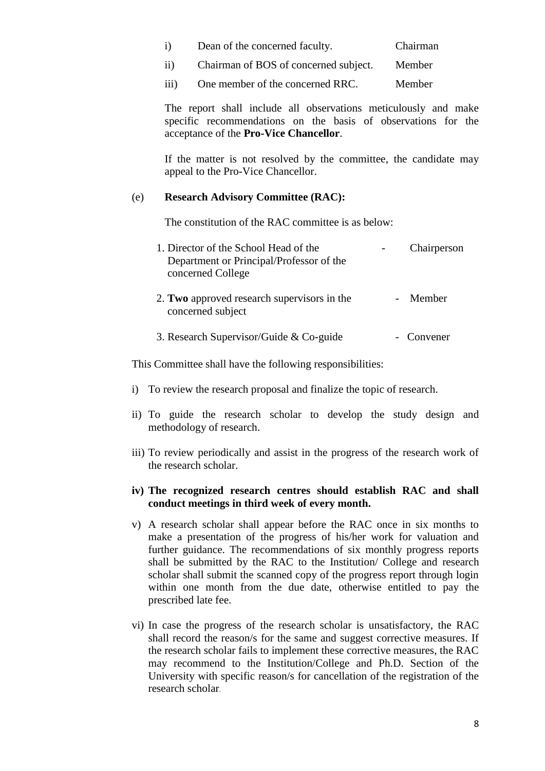| | | |
|---|---|---|
| i) | Dean of the concerned faculty. | Chairman |
| ii) | Chairman of BOS of concerned subject. | Member |
| iii) | One member of the concerned RRC. | Member |

The report shall include all observations meticulously and make specific recommendations on the basis of observations for the acceptance of the **Pro-Vice Chancellor**.

If the matter is not resolved by the committee, the candidate may appeal to the Pro-Vice Chancellor.

(e) **Research Advisory Committee (RAC):**

The constitution of the RAC committee is as below:

| | | |
|---|---|---|
| 1. Director of the School Head of the Department or Principal/Professor of the concerned College | - | Chairperson |
| 2. **Two** approved research supervisors in the concerned subject | - | Member |
| 3. Research Supervisor/Guide & Co-guide | - | Convener |

This Committee shall have the following responsibilities:

i) To review the research proposal and finalize the topic of research.

ii) To guide the research scholar to develop the study design and methodology of research.

iii) To review periodically and assist in the progress of the research work of the research scholar.

**iv) The recognized research centres should establish RAC and shall conduct meetings in third week of every month.**

v) A research scholar shall appear before the RAC once in six months to make a presentation of the progress of his/her work for valuation and further guidance. The recommendations of six monthly progress reports shall be submitted by the RAC to the Institution/ College and research scholar shall submit the scanned copy of the progress report through login within one month from the due date, otherwise entitled to pay the prescribed late fee.

vi) In case the progress of the research scholar is unsatisfactory, the RAC shall record the reason/s for the same and suggest corrective measures. If the research scholar fails to implement these corrective measures, the RAC may recommend to the Institution/College and Ph.D. Section of the University with specific reason/s for cancellation of the registration of the research scholar.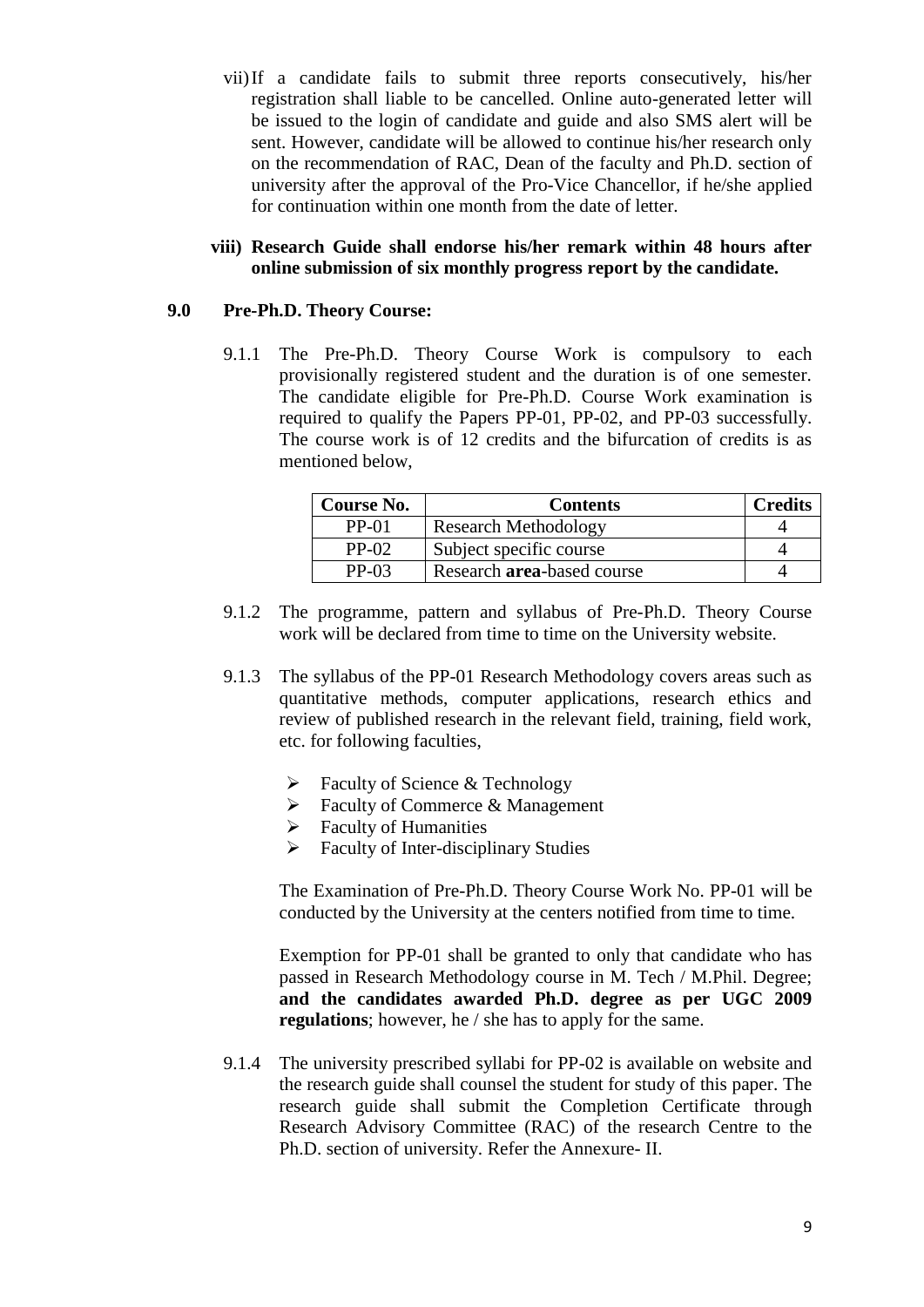vii) If a candidate fails to submit three reports consecutively, his/her registration shall liable to be cancelled. Online auto-generated letter will be issued to the login of candidate and guide and also SMS alert will be sent. However, candidate will be allowed to continue his/her research only on the recommendation of RAC, Dean of the faculty and Ph.D. section of university after the approval of the Pro-Vice Chancellor, if he/she applied for continuation within one month from the date of letter.

**viii) Research Guide shall endorse his/her remark within 48 hours after online submission of six monthly progress report by the candidate.**

## 9.0 Pre-Ph.D. Theory Course:

9.1.1 The Pre-Ph.D. Theory Course Work is compulsory to each provisionally registered student and the duration is of one semester. The candidate eligible for Pre-Ph.D. Course Work examination is required to qualify the Papers PP-01, PP-02, and PP-03 successfully. The course work is of 12 credits and the bifurcation of credits is as mentioned below,

| Course No. | Contents | Credits |
|---|---|---|
| PP-01 | Research Methodology | 4 |
| PP-02 | Subject specific course | 4 |
| PP-03 | Research **area**-based course | 4 |

9.1.2 The programme, pattern and syllabus of Pre-Ph.D. Theory Course work will be declared from time to time on the University website.

9.1.3 The syllabus of the PP-01 Research Methodology covers areas such as quantitative methods, computer applications, research ethics and review of published research in the relevant field, training, field work, etc. for following faculties,

- Faculty of Science & Technology
- Faculty of Commerce & Management
- Faculty of Humanities
- Faculty of Inter-disciplinary Studies

The Examination of Pre-Ph.D. Theory Course Work No. PP-01 will be conducted by the University at the centers notified from time to time.

Exemption for PP-01 shall be granted to only that candidate who has passed in Research Methodology course in M. Tech / M.Phil. Degree; **and the candidates awarded Ph.D. degree as per UGC 2009 regulations**; however, he / she has to apply for the same.

9.1.4 The university prescribed syllabi for PP-02 is available on website and the research guide shall counsel the student for study of this paper. The research guide shall submit the Completion Certificate through Research Advisory Committee (RAC) of the research Centre to the Ph.D. section of university. Refer the Annexure- II.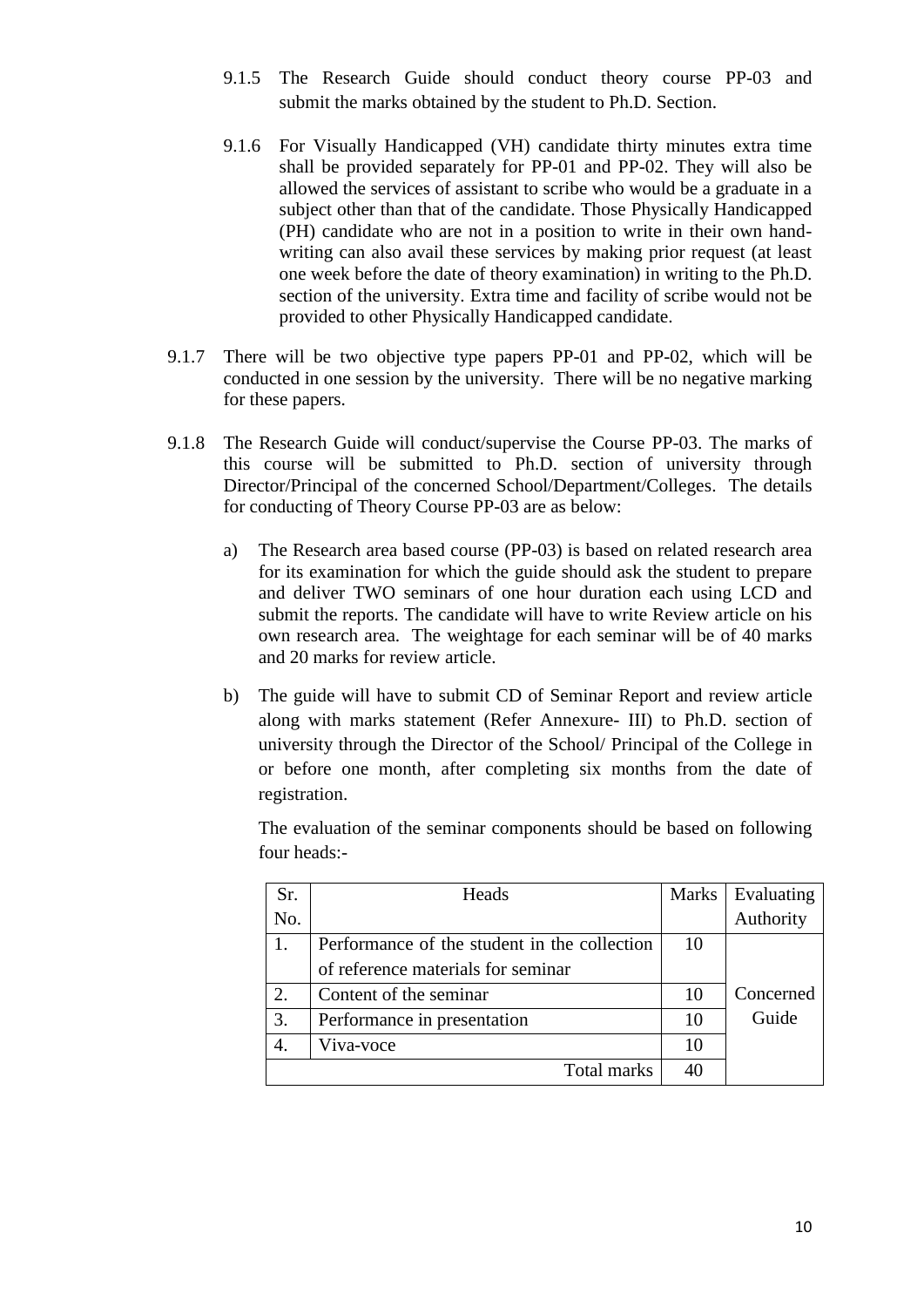9.1.5 The Research Guide should conduct theory course PP-03 and submit the marks obtained by the student to Ph.D. Section.

9.1.6 For Visually Handicapped (VH) candidate thirty minutes extra time shall be provided separately for PP-01 and PP-02. They will also be allowed the services of assistant to scribe who would be a graduate in a subject other than that of the candidate. Those Physically Handicapped (PH) candidate who are not in a position to write in their own hand-writing can also avail these services by making prior request (at least one week before the date of theory examination) in writing to the Ph.D. section of the university. Extra time and facility of scribe would not be provided to other Physically Handicapped candidate.

9.1.7 There will be two objective type papers PP-01 and PP-02, which will be conducted in one session by the university. There will be no negative marking for these papers.

9.1.8 The Research Guide will conduct/supervise the Course PP-03. The marks of this course will be submitted to Ph.D. section of university through Director/Principal of the concerned School/Department/Colleges. The details for conducting of Theory Course PP-03 are as below:

a) The Research area based course (PP-03) is based on related research area for its examination for which the guide should ask the student to prepare and deliver TWO seminars of one hour duration each using LCD and submit the reports. The candidate will have to write Review article on his own research area. The weightage for each seminar will be of 40 marks and 20 marks for review article.

b) The guide will have to submit CD of Seminar Report and review article along with marks statement (Refer Annexure- III) to Ph.D. section of university through the Director of the School/ Principal of the College in or before one month, after completing six months from the date of registration.

The evaluation of the seminar components should be based on following four heads:-

| Sr. No. | Heads | Marks | Evaluating Authority |
|---|---|---|---|
| 1. | Performance of the student in the collection of reference materials for seminar | 10 | Concerned Guide |
| 2. | Content of the seminar | 10 | |
| 3. | Performance in presentation | 10 | |
| 4. | Viva-voce | 10 | |
| | Total marks | 40 | |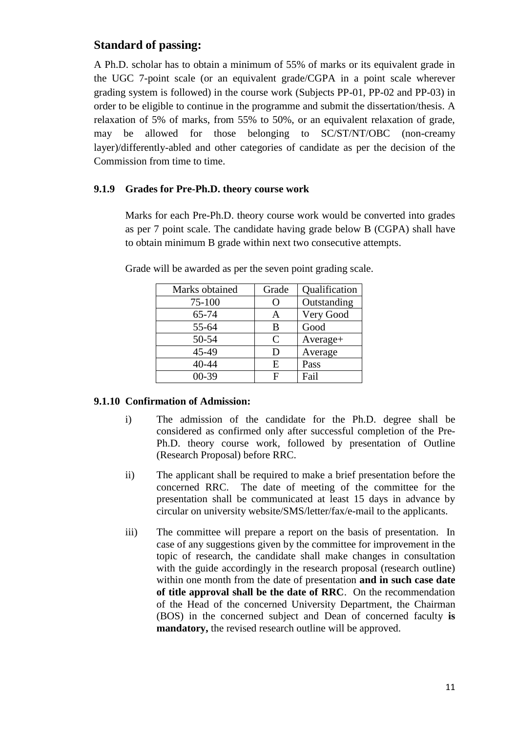## Standard of passing:

A Ph.D. scholar has to obtain a minimum of 55% of marks or its equivalent grade in the UGC 7-point scale (or an equivalent grade/CGPA in a point scale wherever grading system is followed) in the course work (Subjects PP-01, PP-02 and PP-03) in order to be eligible to continue in the programme and submit the dissertation/thesis. A relaxation of 5% of marks, from 55% to 50%, or an equivalent relaxation of grade, may be allowed for those belonging to SC/ST/NT/OBC (non-creamy layer)/differently-abled and other categories of candidate as per the decision of the Commission from time to time.

### 9.1.9 Grades for Pre-Ph.D. theory course work

Marks for each Pre-Ph.D. theory course work would be converted into grades as per 7 point scale. The candidate having grade below B (CGPA) shall have to obtain minimum B grade within next two consecutive attempts.

Grade will be awarded as per the seven point grading scale.

| Marks obtained | Grade | Qualification |
|---|---|---|
| 75-100 | O | Outstanding |
| 65-74 | A | Very Good |
| 55-64 | B | Good |
| 50-54 | C | Average+ |
| 45-49 | D | Average |
| 40-44 | E | Pass |
| 00-39 | F | Fail |

### 9.1.10 Confirmation of Admission:

i) The admission of the candidate for the Ph.D. degree shall be considered as confirmed only after successful completion of the Pre-Ph.D. theory course work, followed by presentation of Outline (Research Proposal) before RRC.

ii) The applicant shall be required to make a brief presentation before the concerned RRC. The date of meeting of the committee for the presentation shall be communicated at least 15 days in advance by circular on university website/SMS/letter/fax/e-mail to the applicants.

iii) The committee will prepare a report on the basis of presentation. In case of any suggestions given by the committee for improvement in the topic of research, the candidate shall make changes in consultation with the guide accordingly in the research proposal (research outline) within one month from the date of presentation **and in such case date of title approval shall be the date of RRC**. On the recommendation of the Head of the concerned University Department, the Chairman (BOS) in the concerned subject and Dean of concerned faculty **is mandatory,** the revised research outline will be approved.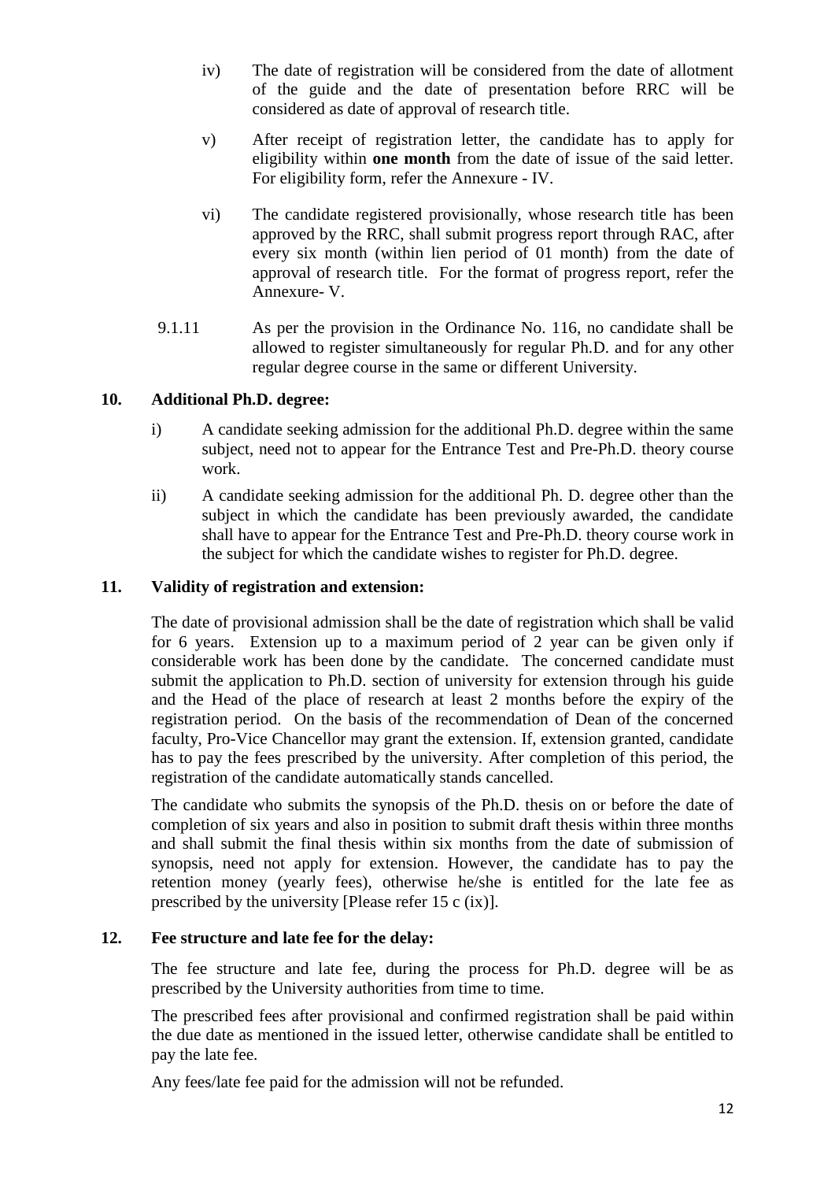iv) The date of registration will be considered from the date of allotment of the guide and the date of presentation before RRC will be considered as date of approval of research title.

v) After receipt of registration letter, the candidate has to apply for eligibility within **one month** from the date of issue of the said letter. For eligibility form, refer the Annexure - IV.

vi) The candidate registered provisionally, whose research title has been approved by the RRC, shall submit progress report through RAC, after every six month (within lien period of 01 month) from the date of approval of research title. For the format of progress report, refer the Annexure- V.

9.1.11 As per the provision in the Ordinance No. 116, no candidate shall be allowed to register simultaneously for regular Ph.D. and for any other regular degree course in the same or different University.

## 10. Additional Ph.D. degree:

i) A candidate seeking admission for the additional Ph.D. degree within the same subject, need not to appear for the Entrance Test and Pre-Ph.D. theory course work.

ii) A candidate seeking admission for the additional Ph. D. degree other than the subject in which the candidate has been previously awarded, the candidate shall have to appear for the Entrance Test and Pre-Ph.D. theory course work in the subject for which the candidate wishes to register for Ph.D. degree.

## 11. Validity of registration and extension:

The date of provisional admission shall be the date of registration which shall be valid for 6 years. Extension up to a maximum period of 2 year can be given only if considerable work has been done by the candidate. The concerned candidate must submit the application to Ph.D. section of university for extension through his guide and the Head of the place of research at least 2 months before the expiry of the registration period. On the basis of the recommendation of Dean of the concerned faculty, Pro-Vice Chancellor may grant the extension. If, extension granted, candidate has to pay the fees prescribed by the university. After completion of this period, the registration of the candidate automatically stands cancelled.

The candidate who submits the synopsis of the Ph.D. thesis on or before the date of completion of six years and also in position to submit draft thesis within three months and shall submit the final thesis within six months from the date of submission of synopsis, need not apply for extension. However, the candidate has to pay the retention money (yearly fees), otherwise he/she is entitled for the late fee as prescribed by the university [Please refer 15 c (ix)].

## 12. Fee structure and late fee for the delay:

The fee structure and late fee, during the process for Ph.D. degree will be as prescribed by the University authorities from time to time.

The prescribed fees after provisional and confirmed registration shall be paid within the due date as mentioned in the issued letter, otherwise candidate shall be entitled to pay the late fee.

Any fees/late fee paid for the admission will not be refunded.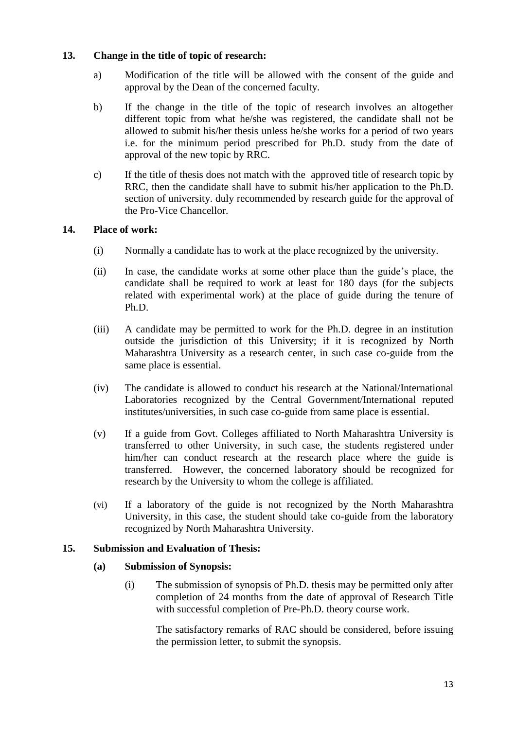**13. Change in the title of topic of research:**

a) Modification of the title will be allowed with the consent of the guide and approval by the Dean of the concerned faculty.

b) If the change in the title of the topic of research involves an altogether different topic from what he/she was registered, the candidate shall not be allowed to submit his/her thesis unless he/she works for a period of two years i.e. for the minimum period prescribed for Ph.D. study from the date of approval of the new topic by RRC.

c) If the title of thesis does not match with the approved title of research topic by RRC, then the candidate shall have to submit his/her application to the Ph.D. section of university. duly recommended by research guide for the approval of the Pro-Vice Chancellor.

**14. Place of work:**

(i) Normally a candidate has to work at the place recognized by the university.

(ii) In case, the candidate works at some other place than the guide's place, the candidate shall be required to work at least for 180 days (for the subjects related with experimental work) at the place of guide during the tenure of Ph.D.

(iii) A candidate may be permitted to work for the Ph.D. degree in an institution outside the jurisdiction of this University; if it is recognized by North Maharashtra University as a research center, in such case co-guide from the same place is essential.

(iv) The candidate is allowed to conduct his research at the National/International Laboratories recognized by the Central Government/International reputed institutes/universities, in such case co-guide from same place is essential.

(v) If a guide from Govt. Colleges affiliated to North Maharashtra University is transferred to other University, in such case, the students registered under him/her can conduct research at the research place where the guide is transferred. However, the concerned laboratory should be recognized for research by the University to whom the college is affiliated.

(vi) If a laboratory of the guide is not recognized by the North Maharashtra University, in this case, the student should take co-guide from the laboratory recognized by North Maharashtra University.

**15. Submission and Evaluation of Thesis:**

**(a) Submission of Synopsis:**

(i) The submission of synopsis of Ph.D. thesis may be permitted only after completion of 24 months from the date of approval of Research Title with successful completion of Pre-Ph.D. theory course work.

The satisfactory remarks of RAC should be considered, before issuing the permission letter, to submit the synopsis.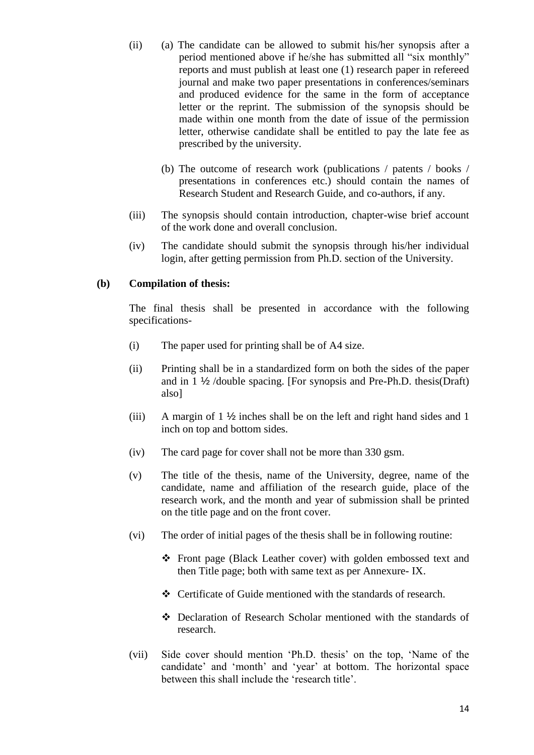(ii) (a) The candidate can be allowed to submit his/her synopsis after a period mentioned above if he/she has submitted all "six monthly" reports and must publish at least one (1) research paper in refereed journal and make two paper presentations in conferences/seminars and produced evidence for the same in the form of acceptance letter or the reprint. The submission of the synopsis should be made within one month from the date of issue of the permission letter, otherwise candidate shall be entitled to pay the late fee as prescribed by the university.

(b) The outcome of research work (publications / patents / books / presentations in conferences etc.) should contain the names of Research Student and Research Guide, and co-authors, if any.

(iii) The synopsis should contain introduction, chapter-wise brief account of the work done and overall conclusion.

(iv) The candidate should submit the synopsis through his/her individual login, after getting permission from Ph.D. section of the University.

**(b) Compilation of thesis:**

The final thesis shall be presented in accordance with the following specifications-

(i) The paper used for printing shall be of A4 size.

(ii) Printing shall be in a standardized form on both the sides of the paper and in 1 ½ /double spacing. [For synopsis and Pre-Ph.D. thesis(Draft) also]

(iii) A margin of 1 ½ inches shall be on the left and right hand sides and 1 inch on top and bottom sides.

(iv) The card page for cover shall not be more than 330 gsm.

(v) The title of the thesis, name of the University, degree, name of the candidate, name and affiliation of the research guide, place of the research work, and the month and year of submission shall be printed on the title page and on the front cover.

(vi) The order of initial pages of the thesis shall be in following routine:

- ❖ Front page (Black Leather cover) with golden embossed text and then Title page; both with same text as per Annexure- IX.
- ❖ Certificate of Guide mentioned with the standards of research.
- ❖ Declaration of Research Scholar mentioned with the standards of research.

(vii) Side cover should mention 'Ph.D. thesis' on the top, 'Name of the candidate' and 'month' and 'year' at bottom. The horizontal space between this shall include the 'research title'.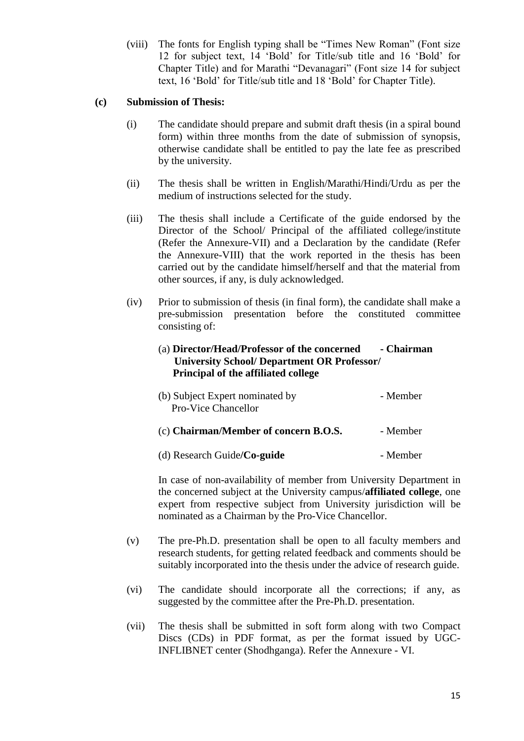(viii) The fonts for English typing shall be "Times New Roman" (Font size 12 for subject text, 14 'Bold' for Title/sub title and 16 'Bold' for Chapter Title) and for Marathi "Devanagari" (Font size 14 for subject text, 16 'Bold' for Title/sub title and 18 'Bold' for Chapter Title).

**(c) Submission of Thesis:**

(i) The candidate should prepare and submit draft thesis (in a spiral bound form) within three months from the date of submission of synopsis, otherwise candidate shall be entitled to pay the late fee as prescribed by the university.

(ii) The thesis shall be written in English/Marathi/Hindi/Urdu as per the medium of instructions selected for the study.

(iii) The thesis shall include a Certificate of the guide endorsed by the Director of the School/ Principal of the affiliated college/institute (Refer the Annexure-VII) and a Declaration by the candidate (Refer the Annexure-VIII) that the work reported in the thesis has been carried out by the candidate himself/herself and that the material from other sources, if any, is duly acknowledged.

(iv) Prior to submission of thesis (in final form), the candidate shall make a pre-submission presentation before the constituted committee consisting of:

(a) **Director/Head/Professor of the concerned University School/ Department OR Professor/ Principal of the affiliated college** - **Chairman**

(b) Subject Expert nominated by Pro-Vice Chancellor - Member

(c) **Chairman/Member of concern B.O.S.** - Member

(d) Research Guide**/Co-guide** - Member

In case of non-availability of member from University Department in the concerned subject at the University campus/**affiliated college**, one expert from respective subject from University jurisdiction will be nominated as a Chairman by the Pro-Vice Chancellor.

(v) The pre-Ph.D. presentation shall be open to all faculty members and research students, for getting related feedback and comments should be suitably incorporated into the thesis under the advice of research guide.

(vi) The candidate should incorporate all the corrections; if any, as suggested by the committee after the Pre-Ph.D. presentation.

(vii) The thesis shall be submitted in soft form along with two Compact Discs (CDs) in PDF format, as per the format issued by UGC-INFLIBNET center (Shodhganga). Refer the Annexure - VI.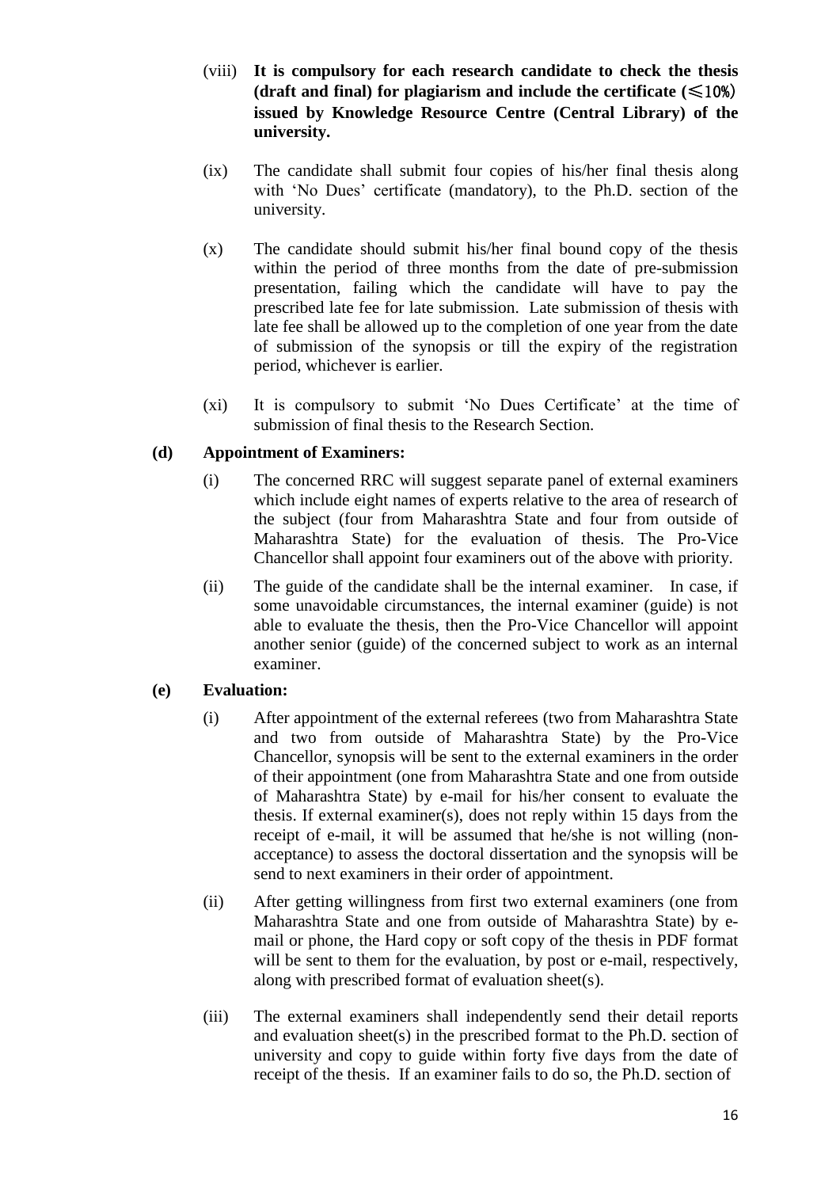(viii) **It is compulsory for each research candidate to check the thesis (draft and final) for plagiarism and include the certificate (≤10%) issued by Knowledge Resource Centre (Central Library) of the university.**

(ix) The candidate shall submit four copies of his/her final thesis along with 'No Dues' certificate (mandatory), to the Ph.D. section of the university.

(x) The candidate should submit his/her final bound copy of the thesis within the period of three months from the date of pre-submission presentation, failing which the candidate will have to pay the prescribed late fee for late submission. Late submission of thesis with late fee shall be allowed up to the completion of one year from the date of submission of the synopsis or till the expiry of the registration period, whichever is earlier.

(xi) It is compulsory to submit 'No Dues Certificate' at the time of submission of final thesis to the Research Section.

**(d) Appointment of Examiners:**

(i) The concerned RRC will suggest separate panel of external examiners which include eight names of experts relative to the area of research of the subject (four from Maharashtra State and four from outside of Maharashtra State) for the evaluation of thesis. The Pro-Vice Chancellor shall appoint four examiners out of the above with priority.

(ii) The guide of the candidate shall be the internal examiner. In case, if some unavoidable circumstances, the internal examiner (guide) is not able to evaluate the thesis, then the Pro-Vice Chancellor will appoint another senior (guide) of the concerned subject to work as an internal examiner.

**(e) Evaluation:**

(i) After appointment of the external referees (two from Maharashtra State and two from outside of Maharashtra State) by the Pro-Vice Chancellor, synopsis will be sent to the external examiners in the order of their appointment (one from Maharashtra State and one from outside of Maharashtra State) by e-mail for his/her consent to evaluate the thesis. If external examiner(s), does not reply within 15 days from the receipt of e-mail, it will be assumed that he/she is not willing (non-acceptance) to assess the doctoral dissertation and the synopsis will be send to next examiners in their order of appointment.

(ii) After getting willingness from first two external examiners (one from Maharashtra State and one from outside of Maharashtra State) by e-mail or phone, the Hard copy or soft copy of the thesis in PDF format will be sent to them for the evaluation, by post or e-mail, respectively, along with prescribed format of evaluation sheet(s).

(iii) The external examiners shall independently send their detail reports and evaluation sheet(s) in the prescribed format to the Ph.D. section of university and copy to guide within forty five days from the date of receipt of the thesis. If an examiner fails to do so, the Ph.D. section of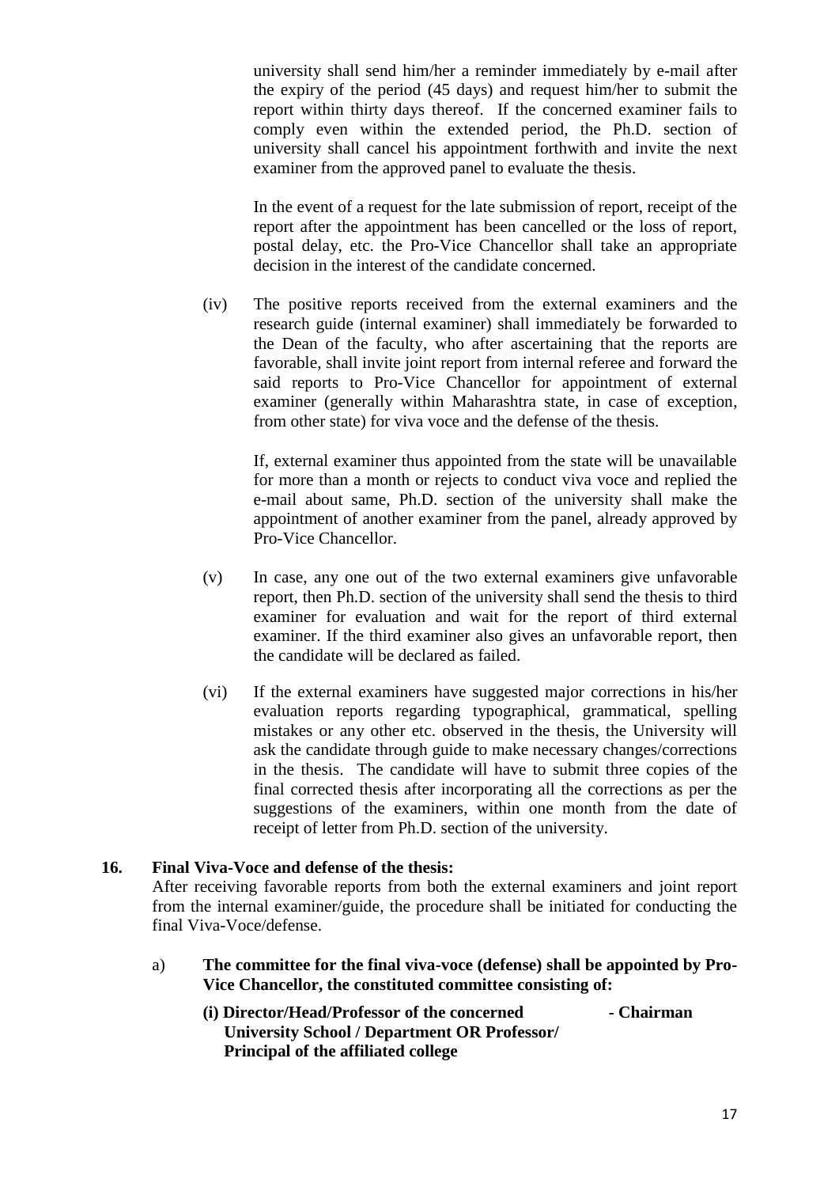university shall send him/her a reminder immediately by e-mail after the expiry of the period (45 days) and request him/her to submit the report within thirty days thereof. If the concerned examiner fails to comply even within the extended period, the Ph.D. section of university shall cancel his appointment forthwith and invite the next examiner from the approved panel to evaluate the thesis.

In the event of a request for the late submission of report, receipt of the report after the appointment has been cancelled or the loss of report, postal delay, etc. the Pro-Vice Chancellor shall take an appropriate decision in the interest of the candidate concerned.

(iv) The positive reports received from the external examiners and the research guide (internal examiner) shall immediately be forwarded to the Dean of the faculty, who after ascertaining that the reports are favorable, shall invite joint report from internal referee and forward the said reports to Pro-Vice Chancellor for appointment of external examiner (generally within Maharashtra state, in case of exception, from other state) for viva voce and the defense of the thesis.

If, external examiner thus appointed from the state will be unavailable for more than a month or rejects to conduct viva voce and replied the e-mail about same, Ph.D. section of the university shall make the appointment of another examiner from the panel, already approved by Pro-Vice Chancellor.

(v) In case, any one out of the two external examiners give unfavorable report, then Ph.D. section of the university shall send the thesis to third examiner for evaluation and wait for the report of third external examiner. If the third examiner also gives an unfavorable report, then the candidate will be declared as failed.

(vi) If the external examiners have suggested major corrections in his/her evaluation reports regarding typographical, grammatical, spelling mistakes or any other etc. observed in the thesis, the University will ask the candidate through guide to make necessary changes/corrections in the thesis. The candidate will have to submit three copies of the final corrected thesis after incorporating all the corrections as per the suggestions of the examiners, within one month from the date of receipt of letter from Ph.D. section of the university.

**16. Final Viva-Voce and defense of the thesis:**

After receiving favorable reports from both the external examiners and joint report from the internal examiner/guide, the procedure shall be initiated for conducting the final Viva-Voce/defense.

a) **The committee for the final viva-voce (defense) shall be appointed by Pro-Vice Chancellor, the constituted committee consisting of:**

**(i) Director/Head/Professor of the concerned University School / Department OR Professor/ Principal of the affiliated college - Chairman**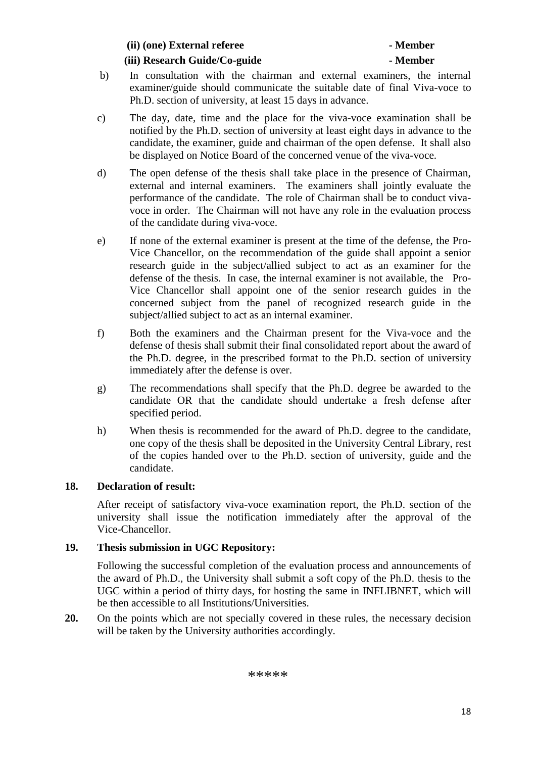**(ii) (one) External referee - Member**

**(iii) Research Guide/Co-guide - Member**

b) In consultation with the chairman and external examiners, the internal examiner/guide should communicate the suitable date of final Viva-voce to Ph.D. section of university, at least 15 days in advance.

c) The day, date, time and the place for the viva-voce examination shall be notified by the Ph.D. section of university at least eight days in advance to the candidate, the examiner, guide and chairman of the open defense. It shall also be displayed on Notice Board of the concerned venue of the viva-voce.

d) The open defense of the thesis shall take place in the presence of Chairman, external and internal examiners. The examiners shall jointly evaluate the performance of the candidate. The role of Chairman shall be to conduct viva-voce in order. The Chairman will not have any role in the evaluation process of the candidate during viva-voce.

e) If none of the external examiner is present at the time of the defense, the Pro-Vice Chancellor, on the recommendation of the guide shall appoint a senior research guide in the subject/allied subject to act as an examiner for the defense of the thesis. In case, the internal examiner is not available, the Pro-Vice Chancellor shall appoint one of the senior research guides in the concerned subject from the panel of recognized research guide in the subject/allied subject to act as an internal examiner.

f) Both the examiners and the Chairman present for the Viva-voce and the defense of thesis shall submit their final consolidated report about the award of the Ph.D. degree, in the prescribed format to the Ph.D. section of university immediately after the defense is over.

g) The recommendations shall specify that the Ph.D. degree be awarded to the candidate OR that the candidate should undertake a fresh defense after specified period.

h) When thesis is recommended for the award of Ph.D. degree to the candidate, one copy of the thesis shall be deposited in the University Central Library, rest of the copies handed over to the Ph.D. section of university, guide and the candidate.

**18. Declaration of result:**

After receipt of satisfactory viva-voce examination report, the Ph.D. section of the university shall issue the notification immediately after the approval of the Vice-Chancellor.

**19. Thesis submission in UGC Repository:**

Following the successful completion of the evaluation process and announcements of the award of Ph.D., the University shall submit a soft copy of the Ph.D. thesis to the UGC within a period of thirty days, for hosting the same in INFLIBNET, which will be then accessible to all Institutions/Universities.

**20.** On the points which are not specially covered in these rules, the necessary decision will be taken by the University authorities accordingly.

*****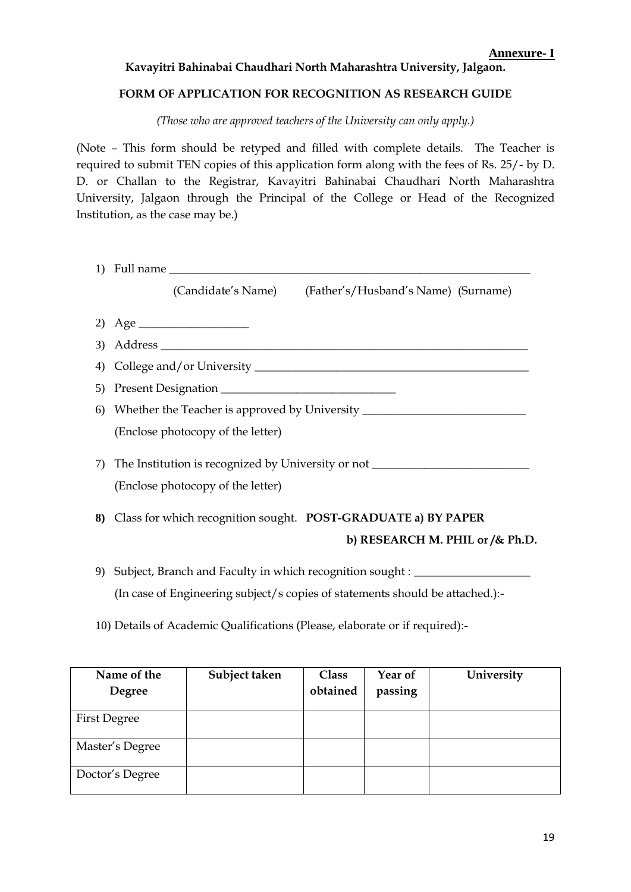**Annexure- I**

**Kavayitri Bahinabai Chaudhari North Maharashtra University, Jalgaon.**

**FORM OF APPLICATION FOR RECOGNITION AS RESEARCH GUIDE**

*(Those who are approved teachers of the University can only apply.)*

(Note – This form should be retyped and filled with complete details. The Teacher is required to submit TEN copies of this application form along with the fees of Rs. 25/- by D. D. or Challan to the Registrar, Kavayitri Bahinabai Chaudhari North Maharashtra University, Jalgaon through the Principal of the College or Head of the Recognized Institution, as the case may be.)

1) Full name _______________________________________________

    (Candidate's Name)    (Father's/Husband's Name)  (Surname)

2) Age ___________________

3) Address _______________________________________________

4) College and/or University ____________________________________

5) Present Designation ______________________________

6) Whether the Teacher is approved by University ____________________________

    (Enclose photocopy of the letter)

7) The Institution is recognized by University or not ___________________________

    (Enclose photocopy of the letter)

**8)** Class for which recognition sought. **POST-GRADUATE a) BY PAPER**

**b) RESEARCH M. PHIL or /& Ph.D.**

9) Subject, Branch and Faculty in which recognition sought : ____________________

    (In case of Engineering subject/s copies of statements should be attached.):-

10) Details of Academic Qualifications (Please, elaborate or if required):-

| Name of the Degree | Subject taken | Class obtained | Year of passing | University |
|---|---|---|---|---|
| First Degree | | | | |
| Master's Degree | | | | |
| Doctor's Degree | | | | |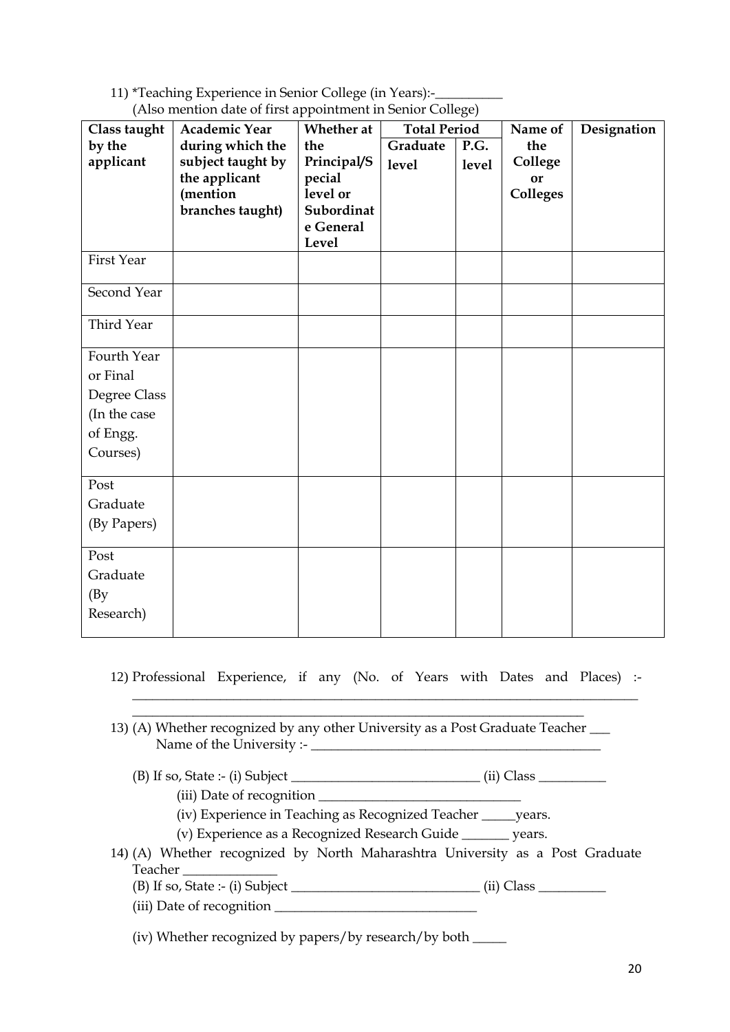11) *Teaching Experience in Senior College (in Years):-__________
(Also mention date of first appointment in Senior College)

| Class taught by the applicant | Academic Year during which the subject taught by the applicant (mention branches taught) | Whether at the Principal/Special level or Subordinate General Level | Total Period | | Name of the College or Colleges | Designation |
|---|---|---|---|---|---|---|
| | | | Graduate level | P.G. level | | |
| First Year | | | | | | |
| Second Year | | | | | | |
| Third Year | | | | | | |
| Fourth Year or Final Degree Class (In the case of Engg. Courses) | | | | | | |
| Post Graduate (By Papers) | | | | | | |
| Post Graduate (By Research) | | | | | | |

12) Professional Experience, if any (No. of Years with Dates and Places) :- ______________________________________________________________________________
______________________________________________________________________

13) (A) Whether recognized by any other University as a Post Graduate Teacher ___
Name of the University :- ____________________________________________

(B) If so, State :- (i) Subject ____________________________ (ii) Class __________

(iii) Date of recognition ______________________________

(iv) Experience in Teaching as Recognized Teacher _____years.

(v) Experience as a Recognized Research Guide _______ years.

14) (A) Whether recognized by North Maharashtra University as a Post Graduate Teacher ______________

(B) If so, State :- (i) Subject ____________________________ (ii) Class __________

(iii) Date of recognition ______________________________

(iv) Whether recognized by papers/by research/by both _____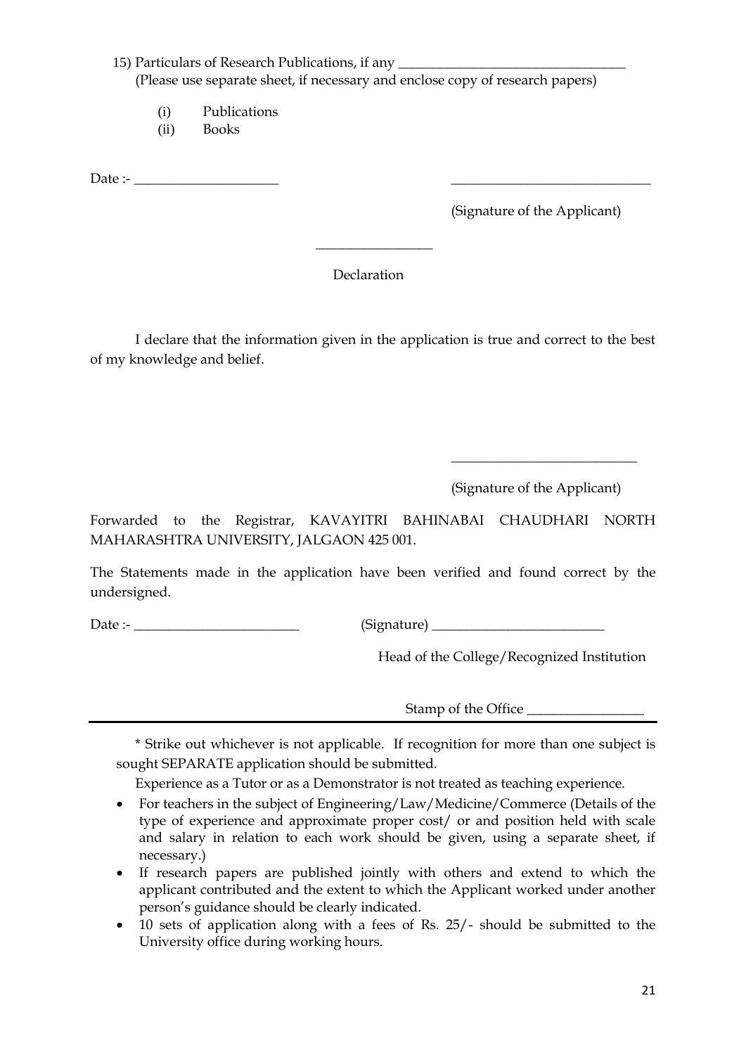15) Particulars of Research Publications, if any ________________________________
(Please use separate sheet, if necessary and enclose copy of research papers)

(i) Publications
(ii) Books

Date :- ____________________ ____________________________

(Signature of the Applicant)

________________

Declaration

I declare that the information given in the application is true and correct to the best of my knowledge and belief.

__________________________

(Signature of the Applicant)

Forwarded to the Registrar, KAVAYITRI BAHINABAI CHAUDHARI NORTH MAHARASHTRA UNIVERSITY, JALGAON 425 001.

The Statements made in the application have been verified and found correct by the undersigned.

Date :- _______________________ (Signature) ________________________

Head of the College/Recognized Institution

Stamp of the Office ________________

---

\* Strike out whichever is not applicable. If recognition for more than one subject is sought SEPARATE application should be submitted.

Experience as a Tutor or as a Demonstrator is not treated as teaching experience.

- For teachers in the subject of Engineering/Law/Medicine/Commerce (Details of the type of experience and approximate proper cost/ or and position held with scale and salary in relation to each work should be given, using a separate sheet, if necessary.)
- If research papers are published jointly with others and extend to which the applicant contributed and the extent to which the Applicant worked under another person's guidance should be clearly indicated.
- 10 sets of application along with a fees of Rs. 25/- should be submitted to the University office during working hours.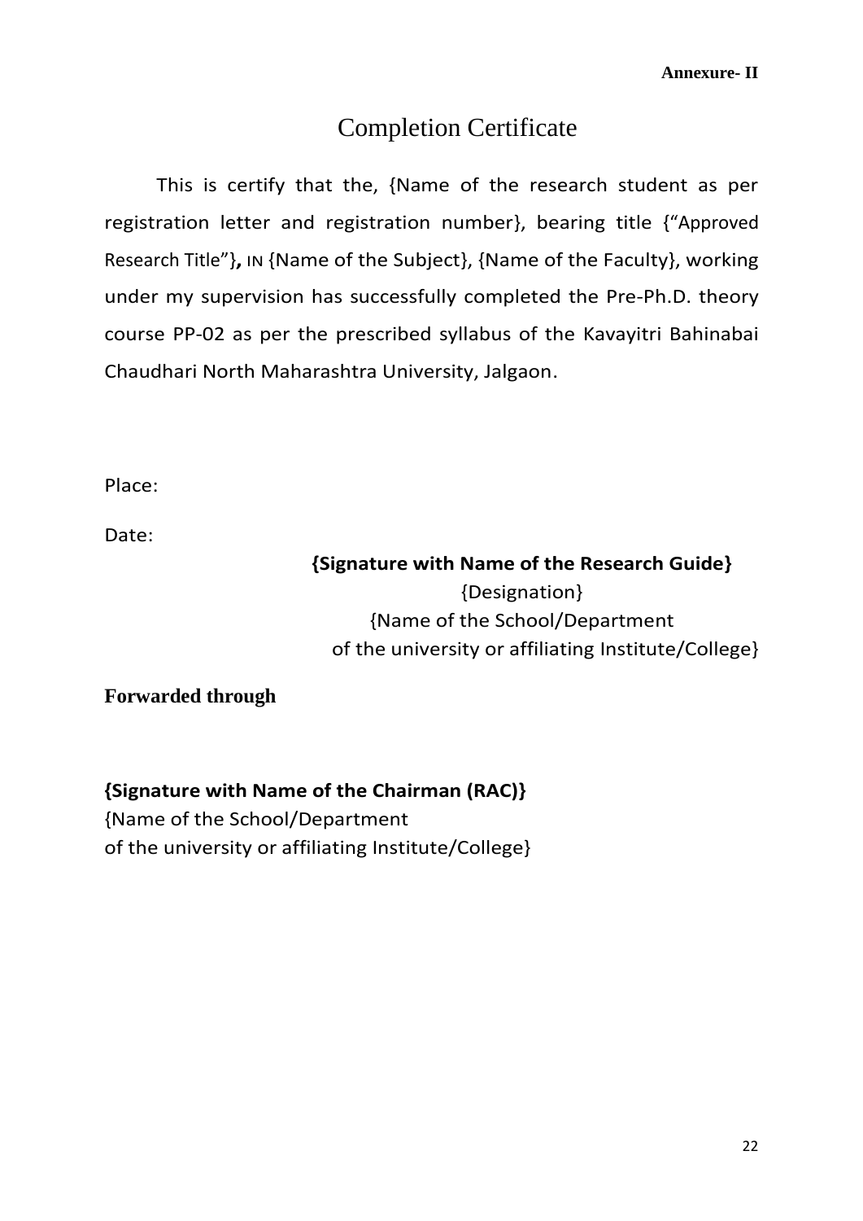**Annexure- II**

# Completion Certificate

This is certify that the, {Name of the research student as per registration letter and registration number}, bearing title {"Approved Research Title"}**,** IN {Name of the Subject}, {Name of the Faculty}, working under my supervision has successfully completed the Pre-Ph.D. theory course PP-02 as per the prescribed syllabus of the Kavayitri Bahinabai Chaudhari North Maharashtra University, Jalgaon.

Place:

Date:

**{Signature with Name of the Research Guide}**
{Designation}
{Name of the School/Department
of the university or affiliating Institute/College}

**Forwarded through**

**{Signature with Name of the Chairman (RAC)}**
{Name of the School/Department
of the university or affiliating Institute/College}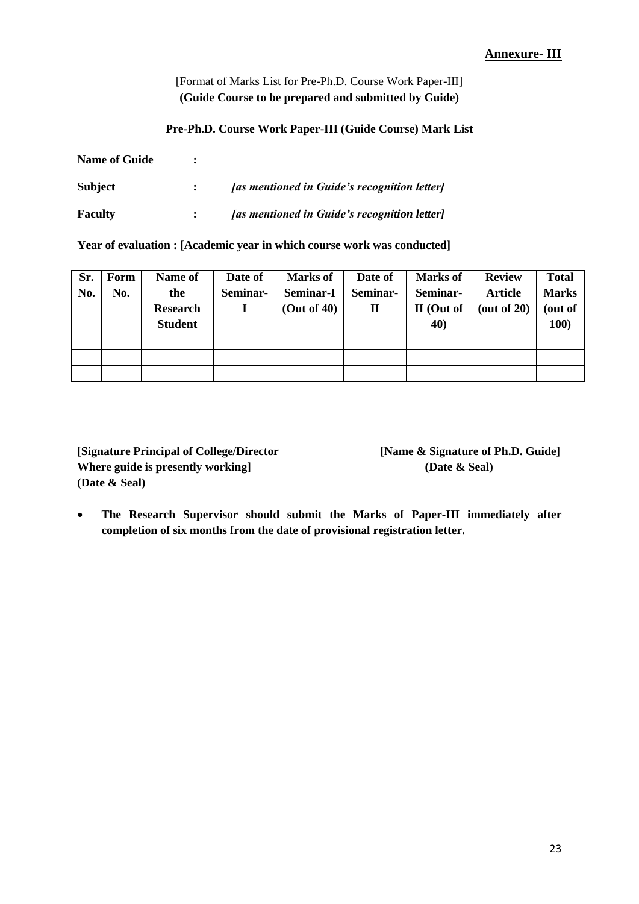**<u>Annexure- III</u>**

[Format of Marks List for Pre-Ph.D. Course Work Paper-III]
**(Guide Course to be prepared and submitted by Guide)**

**Pre-Ph.D. Course Work Paper-III (Guide Course) Mark List**

**Name of Guide** :

**Subject** : ***[as mentioned in Guide's recognition letter]***

**Faculty** : ***[as mentioned in Guide's recognition letter]***

**Year of evaluation : [Academic year in which course work was conducted]**

| Sr. No. | Form No. | Name of the Research Student | Date of Seminar-I | Marks of Seminar-I (Out of 40) | Date of Seminar-II | Marks of Seminar-II (Out of 40) | Review Article (out of 20) | Total Marks (out of 100) |
|---|---|---|---|---|---|---|---|---|
| | | | | | | | | |
| | | | | | | | | |
| | | | | | | | | |

**[Signature Principal of College/Director Where guide is presently working] (Date & Seal)**

**[Name & Signature of Ph.D. Guide] (Date & Seal)**

- **The Research Supervisor should submit the Marks of Paper-III immediately after completion of six months from the date of provisional registration letter.**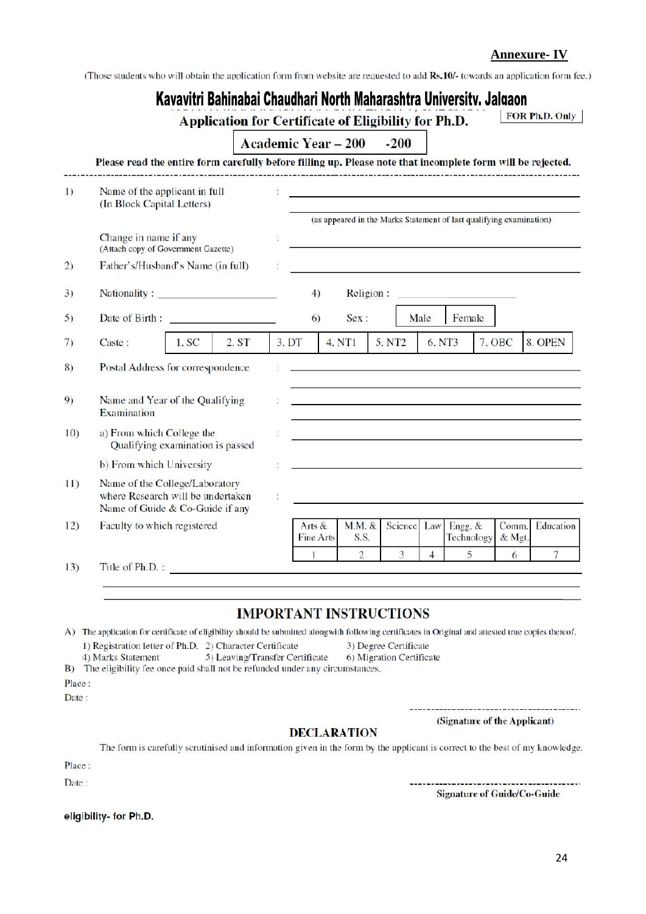**Annexure- IV**

(Those students who will obtain the application form from website are requested to add **Rs.10/-** towards an application form fee.)

# Kavavitri Bahinabai Chaudhari North Maharashtra University, Jalgaon

## Application for Certificate of Eligibility for Ph.D.

**FOR Ph.D. Only**

**Academic Year – 200 -200**

**Please read the entire form carefully before filling up. Please note that incomplete form will be rejected.**

1) Name of the applicant in full (In Block Capital Letters) : ______________________

(as appeared in the Marks Statement of last qualifying examination)

Change in name if any (Attach copy of Government Gazette) : ______________________

2) Father's/Husband's Name (in full) : ______________________

3) Nationality : ______________ 4) Religion : ______________

5) Date of Birth : ______________ 6) Sex : Male | Female

7) Caste :

| 1. SC | 2. ST | 3. DT | 4. NT1 | 5. NT2 | 6. NT3 | 7. OBC | 8. OPEN |
|---|---|---|---|---|---|---|---|

8) Postal Address for correspondence : ______________________

9) Name and Year of the Qualifying Examination : ______________________

10) a) From which College the Qualifying examination is passed : ______________________

b) From which University : ______________________

11) Name of the College/Laboratory where Research will be undertaken Name of Guide & Co-Guide if any : ______________________

12) Faculty to which registered

| Arts & Fine Arts | M.M. & S.S. | Science | Law | Engg. & Technology | Comm. & Mgt. | Education |
|---|---|---|---|---|---|---|
| 1 | 2 | 3 | 4 | 5 | 6 | 7 |

13) Title of Ph.D. : ______________________

## IMPORTANT INSTRUCTIONS

A) The application for certificate of eligibility should be submitted alongwith following certificates in Original and attested true copies thereof.

1) Registration letter of Ph.D. 2) Character Certificate 3) Degree Certificate
4) Marks Statement 5) Leaving/Transfer Certificate 6) Migration Certificate

B) The eligibility fee once paid shall not be refunded under any circumstances.

Place :

Date :

**(Signature of the Applicant)**

## DECLARATION

The form is carefully scrutinised and information given in the form by the applicant is correct to the best of my knowledge.

Place :

Date :

**Signature of Guide/Co-Guide**

**eligibility- for Ph.D.**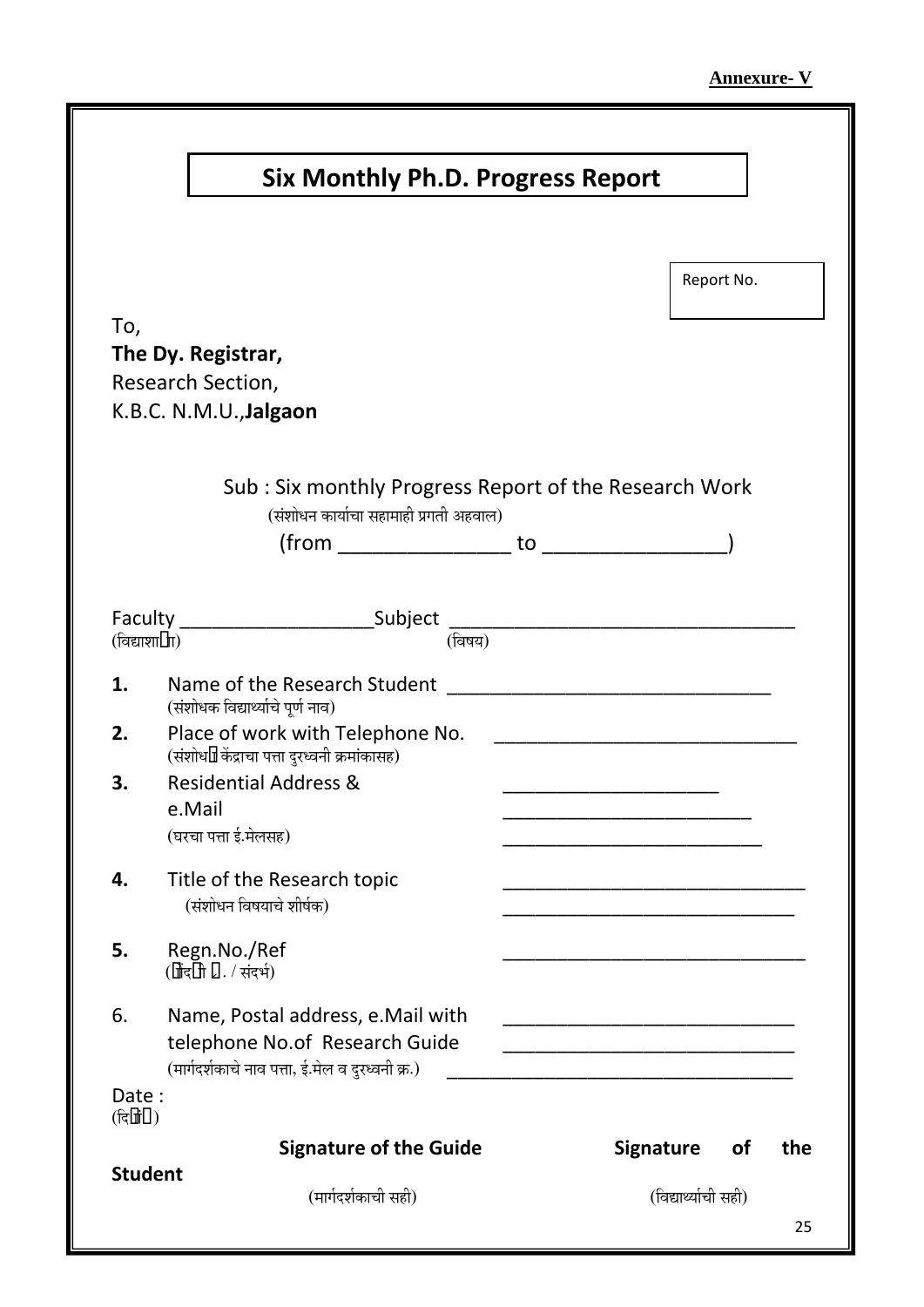**Annexure- V**

# Six Monthly Ph.D. Progress Report

Report No.

To,
**The Dy. Registrar,**
Research Section,
K.B.C. N.M.U.,**Jalgaon**

Sub : Six monthly Progress Report of the Research Work
(संशोधन कार्याचा सहामाही प्रगती अहवाल)
(from _______________ to _______________)

Faculty __________________Subject ________________________________
(विद्याशाखा) (विषय)

**1.** Name of the Research Student ______________________________
(संशोधक विद्यार्थ्याचे पूर्ण नाव)

**2.** Place of work with Telephone No. ____________________________
(संशोधन केंद्राचा पत्ता दुरध्वनी क्रमांकासह)

**3.** Residential Address & ____________________
e.Mail ________________________
(घरचा पत्ता ई.मेलसह) _________________________

**4.** Title of the Research topic ____________________________
(संशोधन विषयाचे शीर्षक) ____________________________

**5.** Regn.No./Ref ____________________________
(नोंदणी क्र. / संदर्भ)

6. Name, Postal address, e.Mail with ____________________________
telephone No.of Research Guide ____________________________
(मार्गदर्शकाचे नाव पत्ता, ई.मेल व दुरध्वनी क्र.) ____________________________

Date :
(दिनांक)

**Signature of the Guide** **Signature of the Student**
(मार्गदर्शकाची सही) (विद्यार्थ्याची सही)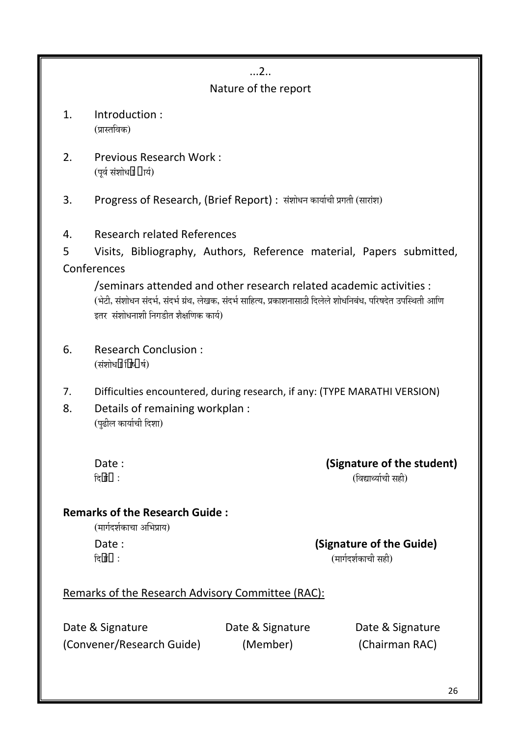...2..

## Nature of the report

1. Introduction :
   (प्रास्तविक)

2. Previous Research Work :
   (पूर्व संशोधन कार्य)

3. Progress of Research, (Brief Report) : संशोधन कार्याची प्रगती (सारांश)

4. Research related References

5 Visits, Bibliography, Authors, Reference material, Papers submitted, Conferences

   /seminars attended and other research related academic activities :
   (भेटी, संशोधन संदर्भ, संदर्भ ग्रंथ, लेखक, संदर्भ साहित्य, प्रकाशनासाठी दिलेले शोधनिबंध, परिषदेत उपस्थिती आणि इतर संशोधनाशी निगडीत शैक्षणिक कार्य)

6. Research Conclusion :
   (संशोधन निष्कर्ष)

7. Difficulties encountered, during research, if any: (TYPE MARATHI VERSION)

8. Details of remaining workplan :
   (पुढील कार्याची दिशा)

Date : **(Signature of the student)**
दिनांक : (विद्यार्थ्याची सही)

**Remarks of the Research Guide :**
(मार्गदर्शकाचा अभिप्राय)

Date : **(Signature of the Guide)**
दिनांक : (मार्गदर्शकाची सही)

Remarks of the Research Advisory Committee (RAC):

| Date & Signature | Date & Signature | Date & Signature |
|---|---|---|
| (Convener/Research Guide) | (Member) | (Chairman RAC) |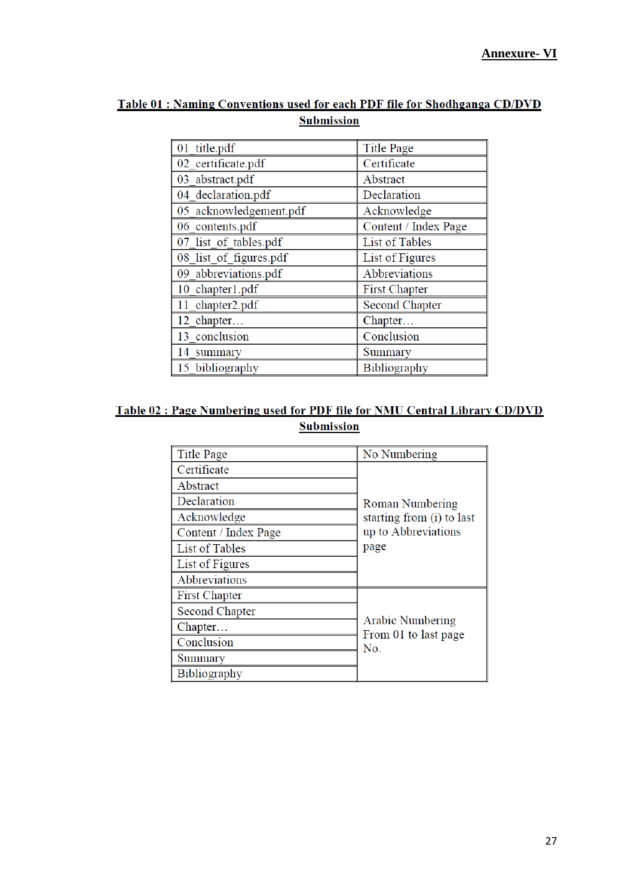**Annexure- VI**

**Table 01 : Naming Conventions used for each PDF file for Shodhganga CD/DVD Submission**

| | |
|---|---|
| 01_title.pdf | Title Page |
| 02_certificate.pdf | Certificate |
| 03_abstract.pdf | Abstract |
| 04_declaration.pdf | Declaration |
| 05_acknowledgement.pdf | Acknowledge |
| 06_contents.pdf | Content / Index Page |
| 07_list_of_tables.pdf | List of Tables |
| 08_list_of_figures.pdf | List of Figures |
| 09_abbreviations.pdf | Abbreviations |
| 10_chapter1.pdf | First Chapter |
| 11_chapter2.pdf | Second Chapter |
| 12_chapter… | Chapter… |
| 13_conclusion | Conclusion |
| 14_summary | Summary |
| 15_bibliography | Bibliography |

**Table 02 : Page Numbering used for PDF file for NMU Central Library CD/DVD Submission**

| | |
|---|---|
| Title Page | No Numbering |
| Certificate | Roman Numbering starting from (i) to last up to Abbreviations page |
| Abstract | |
| Declaration | |
| Acknowledge | |
| Content / Index Page | |
| List of Tables | |
| List of Figures | |
| Abbreviations | |
| First Chapter | Arabic Numbering From 01 to last page No. |
| Second Chapter | |
| Chapter… | |
| Conclusion | |
| Summary | |
| Bibliography | |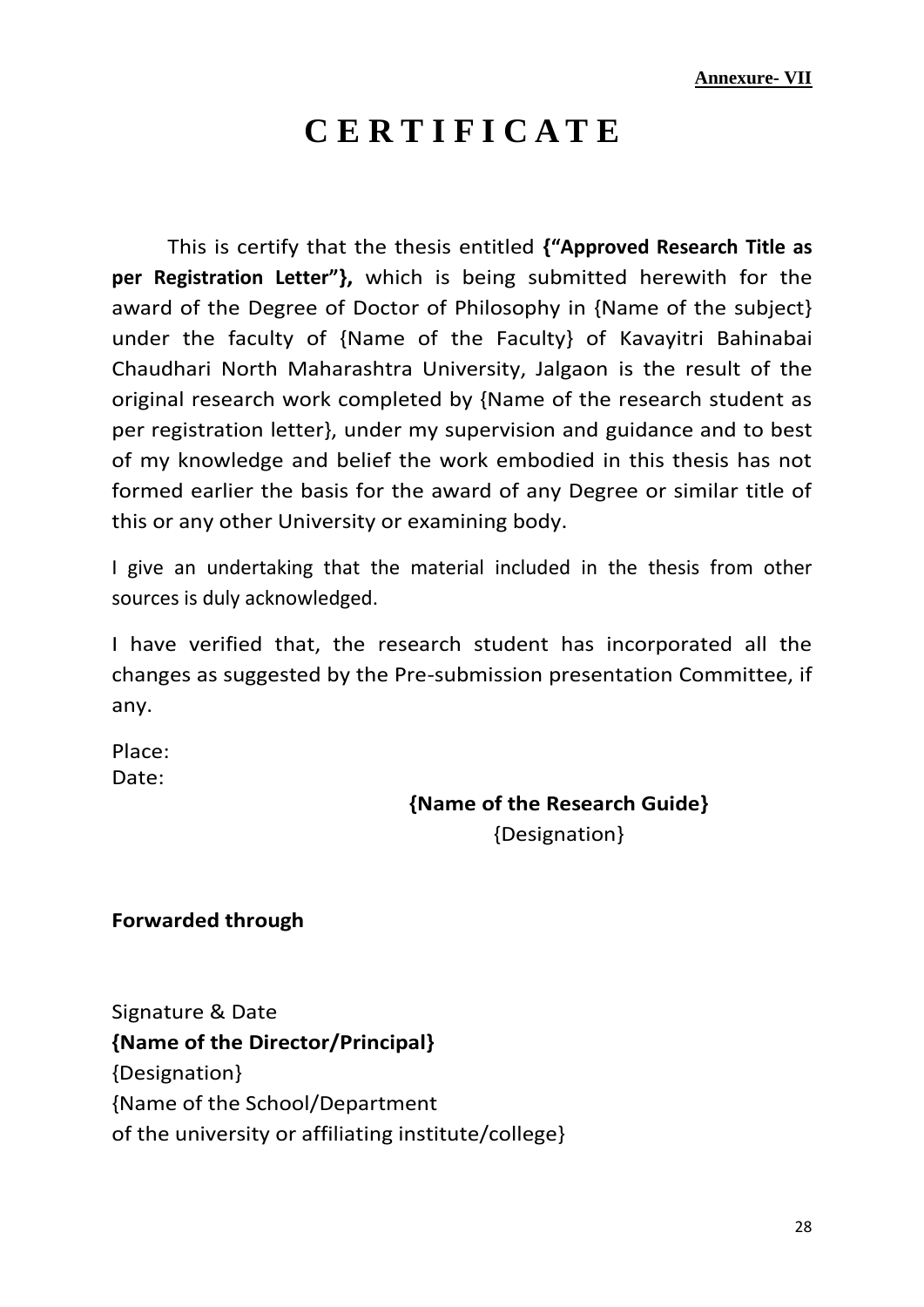**Annexure- VII**

# C E R T I F I C A T E

This is certify that the thesis entitled **{"Approved Research Title as per Registration Letter"},** which is being submitted herewith for the award of the Degree of Doctor of Philosophy in {Name of the subject} under the faculty of {Name of the Faculty} of Kavayitri Bahinabai Chaudhari North Maharashtra University, Jalgaon is the result of the original research work completed by {Name of the research student as per registration letter}, under my supervision and guidance and to best of my knowledge and belief the work embodied in this thesis has not formed earlier the basis for the award of any Degree or similar title of this or any other University or examining body.

I give an undertaking that the material included in the thesis from other sources is duly acknowledged.

I have verified that, the research student has incorporated all the changes as suggested by the Pre-submission presentation Committee, if any.

Place:
Date:

**{Name of the Research Guide}**
{Designation}

**Forwarded through**

Signature & Date
**{Name of the Director/Principal}**
{Designation}
{Name of the School/Department
of the university or affiliating institute/college}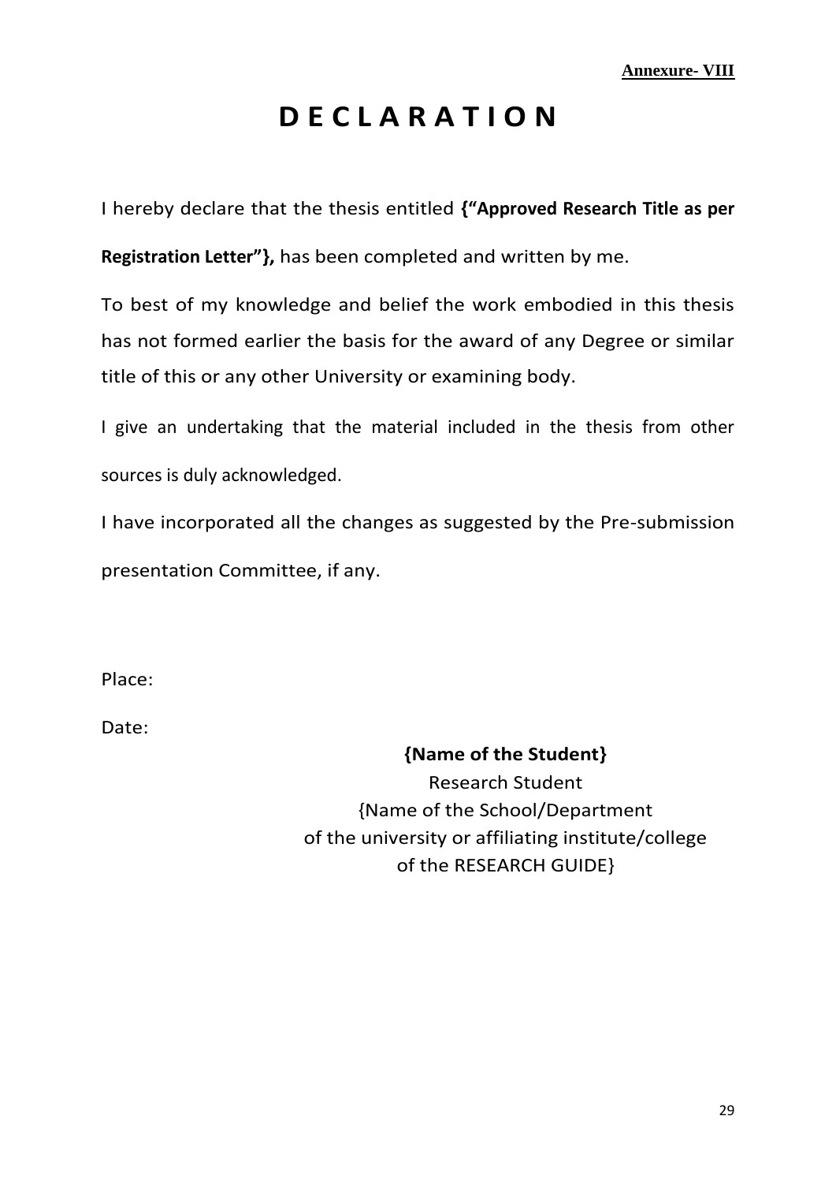**Annexure- VIII**

# D E C L A R A T I O N

I hereby declare that the thesis entitled **{"Approved Research Title as per Registration Letter"},** has been completed and written by me.

To best of my knowledge and belief the work embodied in this thesis has not formed earlier the basis for the award of any Degree or similar title of this or any other University or examining body.

I give an undertaking that the material included in the thesis from other sources is duly acknowledged.

I have incorporated all the changes as suggested by the Pre-submission presentation Committee, if any.

Place:

Date:

**{Name of the Student}**
Research Student
{Name of the School/Department
of the university or affiliating institute/college
of the RESEARCH GUIDE}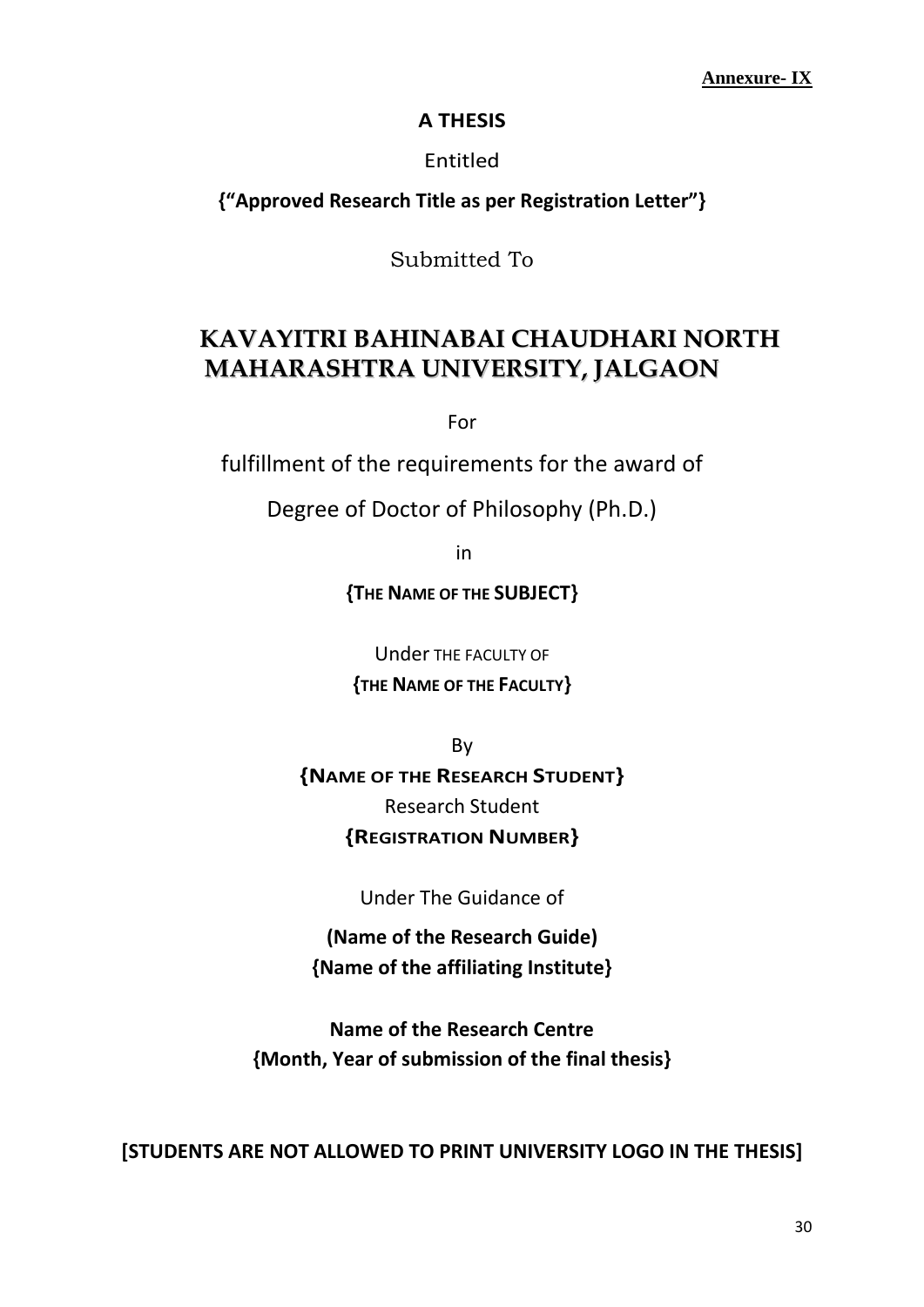**Annexure- IX**

**A THESIS**

Entitled

**{"Approved Research Title as per Registration Letter"}**

Submitted To

# KAVAYITRI BAHINABAI CHAUDHARI NORTH MAHARASHTRA UNIVERSITY, JALGAON

For

fulfillment of the requirements for the award of

Degree of Doctor of Philosophy (Ph.D.)

in

**{THE NAME OF THE SUBJECT}**

Under THE FACULTY OF

**{THE NAME OF THE FACULTY}**

By

**{NAME OF THE RESEARCH STUDENT}**

Research Student

**{REGISTRATION NUMBER}**

Under The Guidance of

**(Name of the Research Guide)**

**{Name of the affiliating Institute}**

**Name of the Research Centre**

**{Month, Year of submission of the final thesis}**

**[STUDENTS ARE NOT ALLOWED TO PRINT UNIVERSITY LOGO IN THE THESIS]**